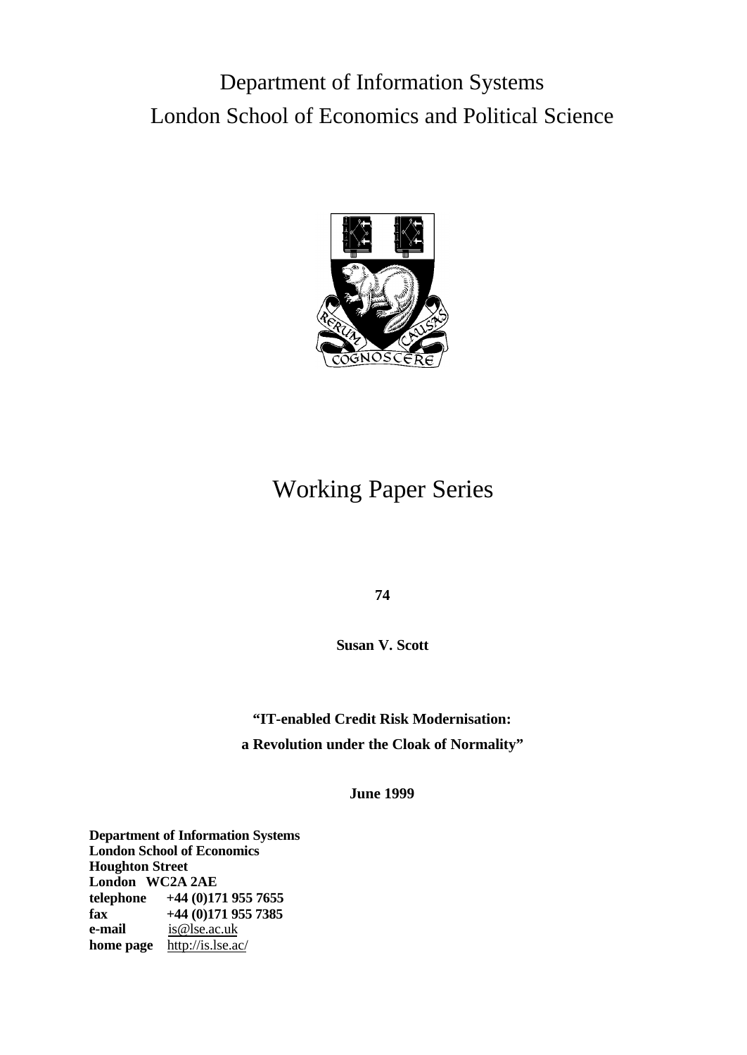# Department of Information Systems
# London School of Economics and Political Science

# Working Paper Series

**74**

**Susan V. Scott**

**"IT-enabled Credit Risk Modernisation: a Revolution under the Cloak of Normality"**

**June 1999**

**Department of Information Systems**
**London School of Economics**
**Houghton Street**
**London WC2A 2AE**
**telephone** **+44 (0)171 955 7655**
**fax** **+44 (0)171 955 7385**
**e-mail** is@lse.ac.uk
**home page** http://is.lse.ac/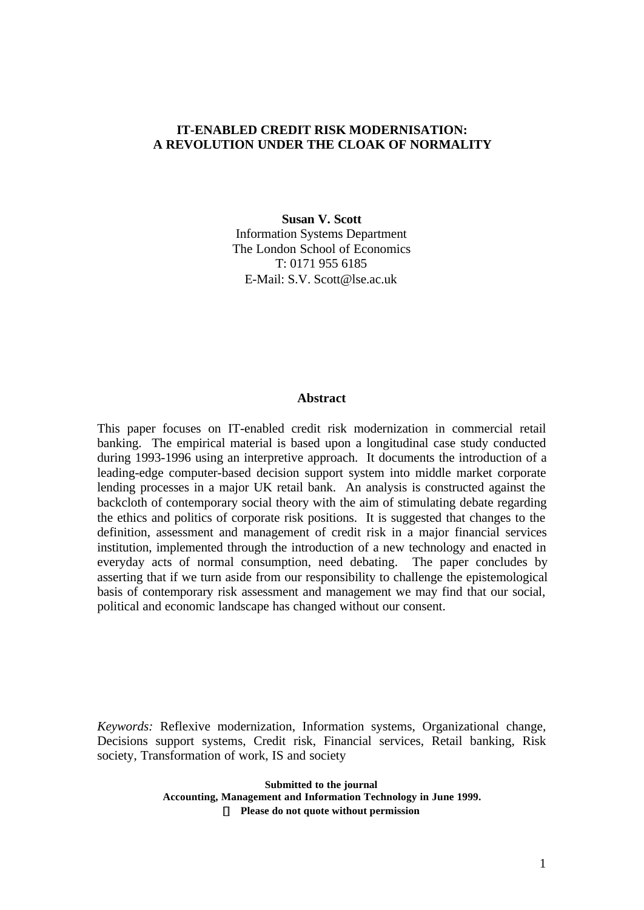**IT-ENABLED CREDIT RISK MODERNISATION:
A REVOLUTION UNDER THE CLOAK OF NORMALITY**

**Susan V. Scott**
Information Systems Department
The London School of Economics
T: 0171 955 6185
E-Mail: S.V. Scott@lse.ac.uk

## Abstract

This paper focuses on IT-enabled credit risk modernization in commercial retail banking. The empirical material is based upon a longitudinal case study conducted during 1993-1996 using an interpretive approach. It documents the introduction of a leading-edge computer-based decision support system into middle market corporate lending processes in a major UK retail bank. An analysis is constructed against the backcloth of contemporary social theory with the aim of stimulating debate regarding the ethics and politics of corporate risk positions. It is suggested that changes to the definition, assessment and management of credit risk in a major financial services institution, implemented through the introduction of a new technology and enacted in everyday acts of normal consumption, need debating. The paper concludes by asserting that if we turn aside from our responsibility to challenge the epistemological basis of contemporary risk assessment and management we may find that our social, political and economic landscape has changed without our consent.

*Keywords:* Reflexive modernization, Information systems, Organizational change, Decisions support systems, Credit risk, Financial services, Retail banking, Risk society, Transformation of work, IS and society

**Submitted to the journal
Accounting, Management and Information Technology in June 1999.
Please do not quote without permission**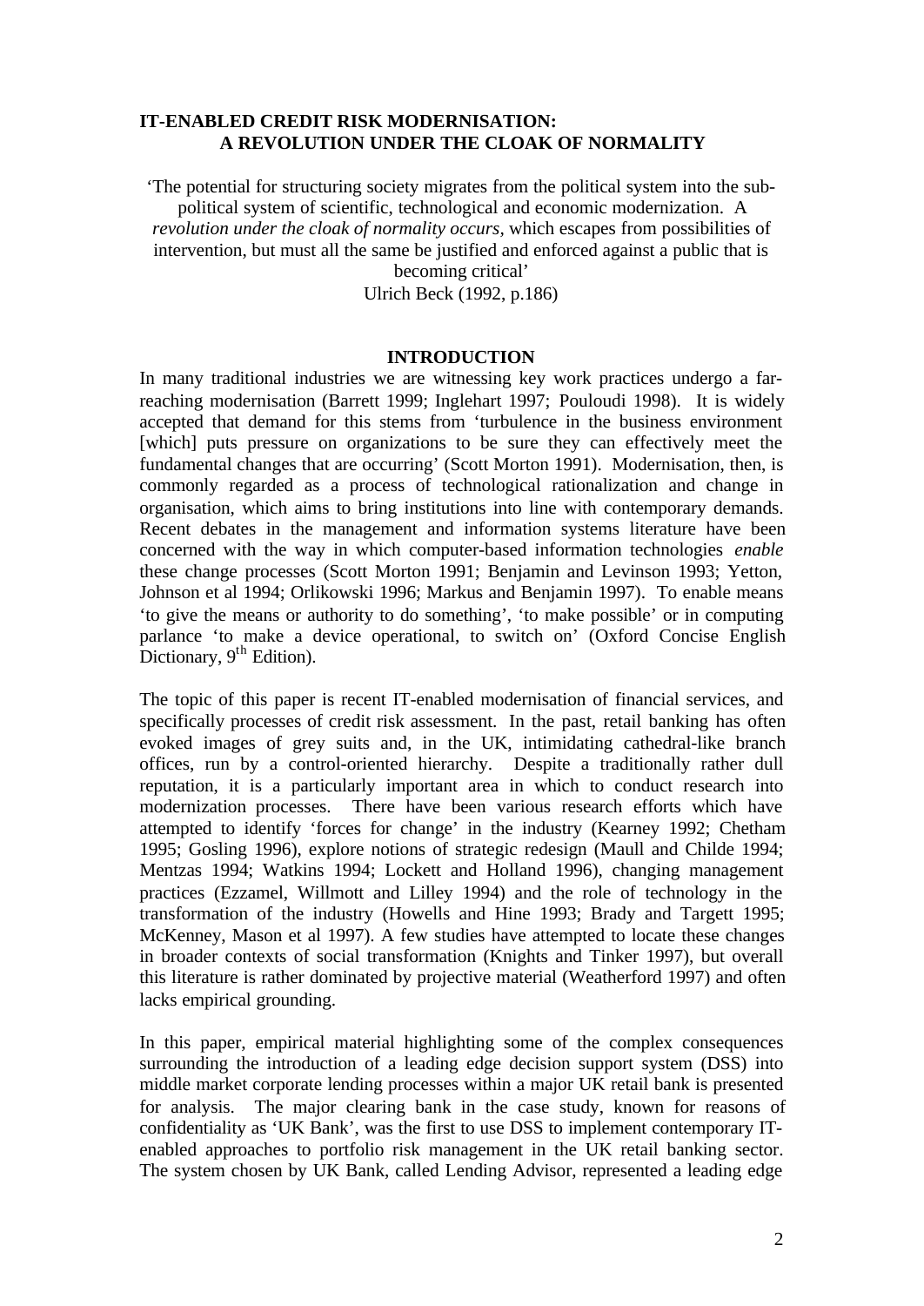**IT-ENABLED CREDIT RISK MODERNISATION:**
**A REVOLUTION UNDER THE CLOAK OF NORMALITY**

'The potential for structuring society migrates from the political system into the sub-political system of scientific, technological and economic modernization. A *revolution under the cloak of normality occurs*, which escapes from possibilities of intervention, but must all the same be justified and enforced against a public that is becoming critical'
Ulrich Beck (1992, p.186)

## INTRODUCTION

In many traditional industries we are witnessing key work practices undergo a far-reaching modernisation (Barrett 1999; Inglehart 1997; Pouloudi 1998). It is widely accepted that demand for this stems from 'turbulence in the business environment [which] puts pressure on organizations to be sure they can effectively meet the fundamental changes that are occurring' (Scott Morton 1991). Modernisation, then, is commonly regarded as a process of technological rationalization and change in organisation, which aims to bring institutions into line with contemporary demands. Recent debates in the management and information systems literature have been concerned with the way in which computer-based information technologies *enable* these change processes (Scott Morton 1991; Benjamin and Levinson 1993; Yetton, Johnson et al 1994; Orlikowski 1996; Markus and Benjamin 1997). To enable means 'to give the means or authority to do something', 'to make possible' or in computing parlance 'to make a device operational, to switch on' (Oxford Concise English Dictionary, 9th Edition).

The topic of this paper is recent IT-enabled modernisation of financial services, and specifically processes of credit risk assessment. In the past, retail banking has often evoked images of grey suits and, in the UK, intimidating cathedral-like branch offices, run by a control-oriented hierarchy. Despite a traditionally rather dull reputation, it is a particularly important area in which to conduct research into modernization processes. There have been various research efforts which have attempted to identify 'forces for change' in the industry (Kearney 1992; Chetham 1995; Gosling 1996), explore notions of strategic redesign (Maull and Childe 1994; Mentzas 1994; Watkins 1994; Lockett and Holland 1996), changing management practices (Ezzamel, Willmott and Lilley 1994) and the role of technology in the transformation of the industry (Howells and Hine 1993; Brady and Targett 1995; McKenney, Mason et al 1997). A few studies have attempted to locate these changes in broader contexts of social transformation (Knights and Tinker 1997), but overall this literature is rather dominated by projective material (Weatherford 1997) and often lacks empirical grounding.

In this paper, empirical material highlighting some of the complex consequences surrounding the introduction of a leading edge decision support system (DSS) into middle market corporate lending processes within a major UK retail bank is presented for analysis. The major clearing bank in the case study, known for reasons of confidentiality as 'UK Bank', was the first to use DSS to implement contemporary IT-enabled approaches to portfolio risk management in the UK retail banking sector. The system chosen by UK Bank, called Lending Advisor, represented a leading edge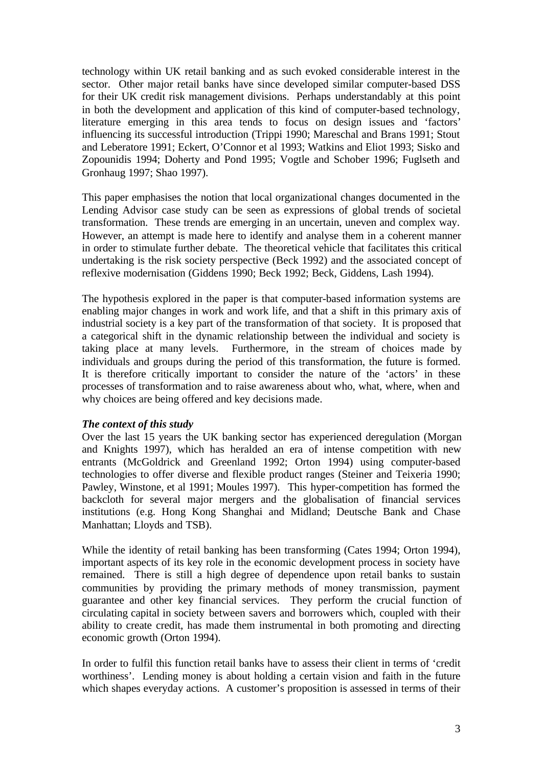technology within UK retail banking and as such evoked considerable interest in the sector. Other major retail banks have since developed similar computer-based DSS for their UK credit risk management divisions. Perhaps understandably at this point in both the development and application of this kind of computer-based technology, literature emerging in this area tends to focus on design issues and 'factors' influencing its successful introduction (Trippi 1990; Mareschal and Brans 1991; Stout and Leberatore 1991; Eckert, O'Connor et al 1993; Watkins and Eliot 1993; Sisko and Zopounidis 1994; Doherty and Pond 1995; Vogtle and Schober 1996; Fuglseth and Gronhaug 1997; Shao 1997).

This paper emphasises the notion that local organizational changes documented in the Lending Advisor case study can be seen as expressions of global trends of societal transformation. These trends are emerging in an uncertain, uneven and complex way. However, an attempt is made here to identify and analyse them in a coherent manner in order to stimulate further debate. The theoretical vehicle that facilitates this critical undertaking is the risk society perspective (Beck 1992) and the associated concept of reflexive modernisation (Giddens 1990; Beck 1992; Beck, Giddens, Lash 1994).

The hypothesis explored in the paper is that computer-based information systems are enabling major changes in work and work life, and that a shift in this primary axis of industrial society is a key part of the transformation of that society. It is proposed that a categorical shift in the dynamic relationship between the individual and society is taking place at many levels. Furthermore, in the stream of choices made by individuals and groups during the period of this transformation, the future is formed. It is therefore critically important to consider the nature of the 'actors' in these processes of transformation and to raise awareness about who, what, where, when and why choices are being offered and key decisions made.

***The context of this study***

Over the last 15 years the UK banking sector has experienced deregulation (Morgan and Knights 1997), which has heralded an era of intense competition with new entrants (McGoldrick and Greenland 1992; Orton 1994) using computer-based technologies to offer diverse and flexible product ranges (Steiner and Teixeria 1990; Pawley, Winstone, et al 1991; Moules 1997). This hyper-competition has formed the backcloth for several major mergers and the globalisation of financial services institutions (e.g. Hong Kong Shanghai and Midland; Deutsche Bank and Chase Manhattan; Lloyds and TSB).

While the identity of retail banking has been transforming (Cates 1994; Orton 1994), important aspects of its key role in the economic development process in society have remained. There is still a high degree of dependence upon retail banks to sustain communities by providing the primary methods of money transmission, payment guarantee and other key financial services. They perform the crucial function of circulating capital in society between savers and borrowers which, coupled with their ability to create credit, has made them instrumental in both promoting and directing economic growth (Orton 1994).

In order to fulfil this function retail banks have to assess their client in terms of 'credit worthiness'. Lending money is about holding a certain vision and faith in the future which shapes everyday actions. A customer's proposition is assessed in terms of their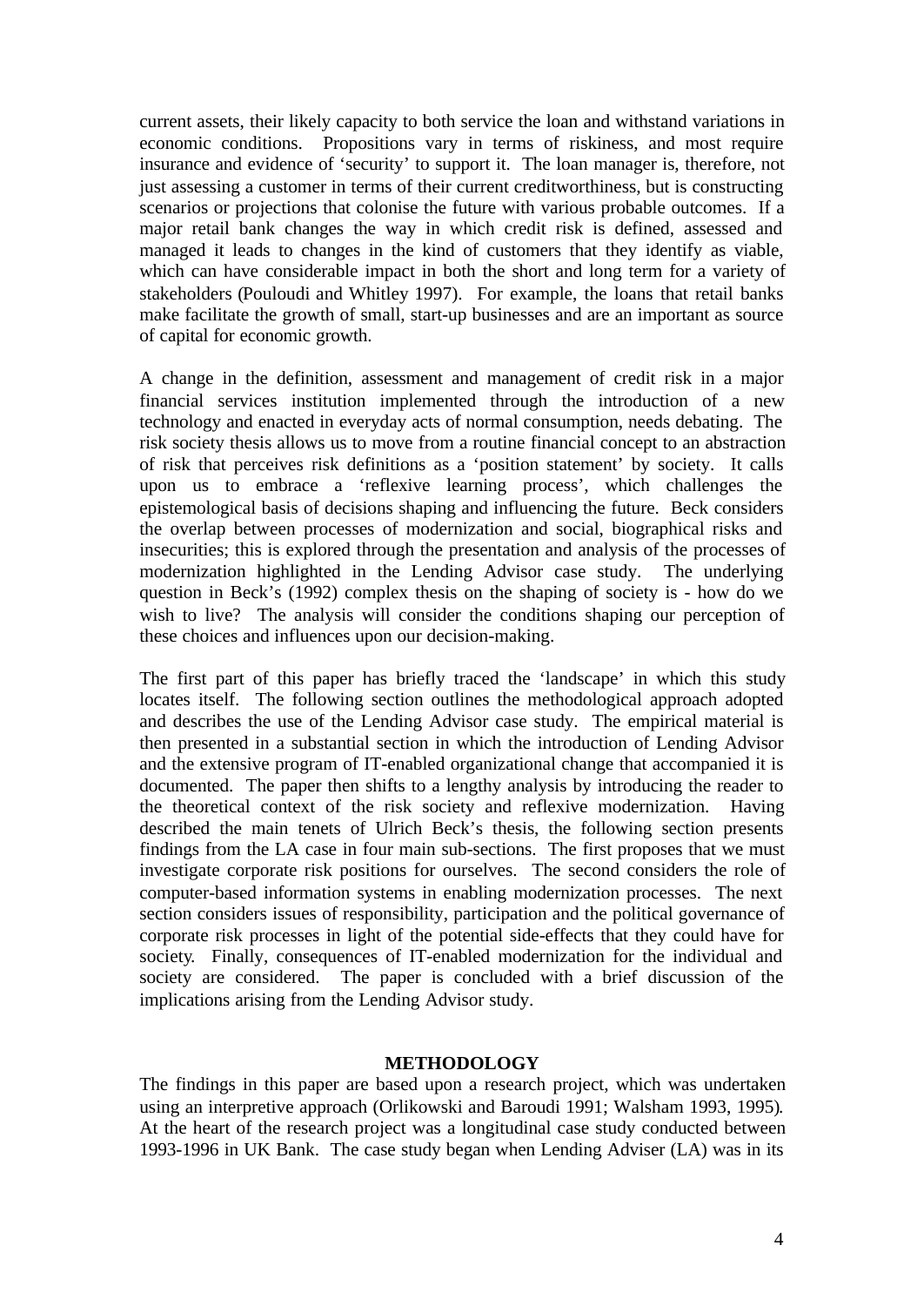current assets, their likely capacity to both service the loan and withstand variations in economic conditions. Propositions vary in terms of riskiness, and most require insurance and evidence of 'security' to support it. The loan manager is, therefore, not just assessing a customer in terms of their current creditworthiness, but is constructing scenarios or projections that colonise the future with various probable outcomes. If a major retail bank changes the way in which credit risk is defined, assessed and managed it leads to changes in the kind of customers that they identify as viable, which can have considerable impact in both the short and long term for a variety of stakeholders (Pouloudi and Whitley 1997). For example, the loans that retail banks make facilitate the growth of small, start-up businesses and are an important as source of capital for economic growth.

A change in the definition, assessment and management of credit risk in a major financial services institution implemented through the introduction of a new technology and enacted in everyday acts of normal consumption, needs debating. The risk society thesis allows us to move from a routine financial concept to an abstraction of risk that perceives risk definitions as a 'position statement' by society. It calls upon us to embrace a 'reflexive learning process', which challenges the epistemological basis of decisions shaping and influencing the future. Beck considers the overlap between processes of modernization and social, biographical risks and insecurities; this is explored through the presentation and analysis of the processes of modernization highlighted in the Lending Advisor case study. The underlying question in Beck's (1992) complex thesis on the shaping of society is - how do we wish to live? The analysis will consider the conditions shaping our perception of these choices and influences upon our decision-making.

The first part of this paper has briefly traced the 'landscape' in which this study locates itself. The following section outlines the methodological approach adopted and describes the use of the Lending Advisor case study. The empirical material is then presented in a substantial section in which the introduction of Lending Advisor and the extensive program of IT-enabled organizational change that accompanied it is documented. The paper then shifts to a lengthy analysis by introducing the reader to the theoretical context of the risk society and reflexive modernization. Having described the main tenets of Ulrich Beck's thesis, the following section presents findings from the LA case in four main sub-sections. The first proposes that we must investigate corporate risk positions for ourselves. The second considers the role of computer-based information systems in enabling modernization processes. The next section considers issues of responsibility, participation and the political governance of corporate risk processes in light of the potential side-effects that they could have for society. Finally, consequences of IT-enabled modernization for the individual and society are considered. The paper is concluded with a brief discussion of the implications arising from the Lending Advisor study.

## METHODOLOGY

The findings in this paper are based upon a research project, which was undertaken using an interpretive approach (Orlikowski and Baroudi 1991; Walsham 1993, 1995). At the heart of the research project was a longitudinal case study conducted between 1993-1996 in UK Bank. The case study began when Lending Adviser (LA) was in its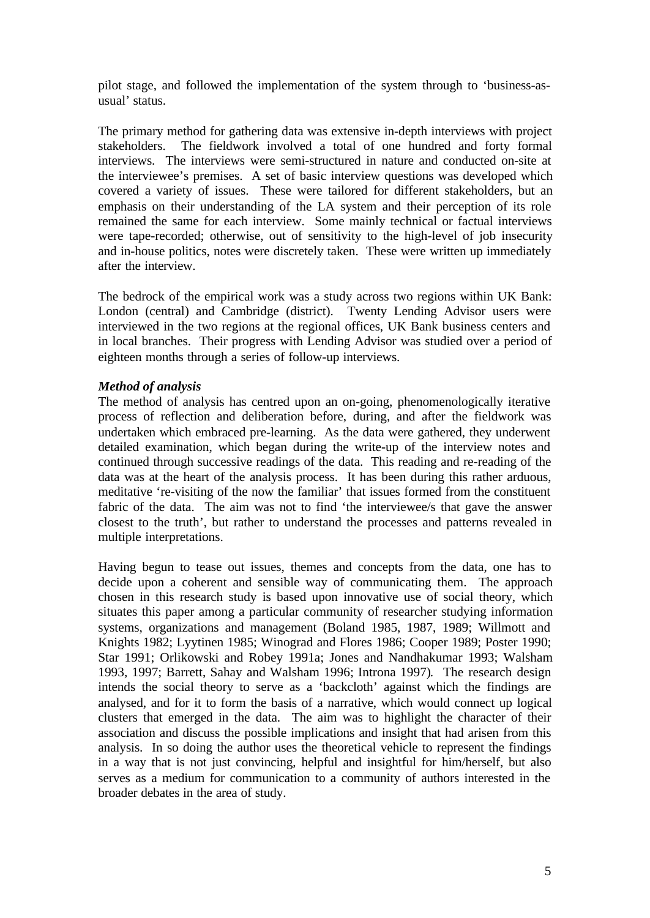pilot stage, and followed the implementation of the system through to 'business-as-usual' status.

The primary method for gathering data was extensive in-depth interviews with project stakeholders. The fieldwork involved a total of one hundred and forty formal interviews. The interviews were semi-structured in nature and conducted on-site at the interviewee's premises. A set of basic interview questions was developed which covered a variety of issues. These were tailored for different stakeholders, but an emphasis on their understanding of the LA system and their perception of its role remained the same for each interview. Some mainly technical or factual interviews were tape-recorded; otherwise, out of sensitivity to the high-level of job insecurity and in-house politics, notes were discretely taken. These were written up immediately after the interview.

The bedrock of the empirical work was a study across two regions within UK Bank: London (central) and Cambridge (district). Twenty Lending Advisor users were interviewed in the two regions at the regional offices, UK Bank business centers and in local branches. Their progress with Lending Advisor was studied over a period of eighteen months through a series of follow-up interviews.

***Method of analysis***

The method of analysis has centred upon an on-going, phenomenologically iterative process of reflection and deliberation before, during, and after the fieldwork was undertaken which embraced pre-learning. As the data were gathered, they underwent detailed examination, which began during the write-up of the interview notes and continued through successive readings of the data. This reading and re-reading of the data was at the heart of the analysis process. It has been during this rather arduous, meditative 're-visiting of the now the familiar' that issues formed from the constituent fabric of the data. The aim was not to find 'the interviewee/s that gave the answer closest to the truth', but rather to understand the processes and patterns revealed in multiple interpretations.

Having begun to tease out issues, themes and concepts from the data, one has to decide upon a coherent and sensible way of communicating them. The approach chosen in this research study is based upon innovative use of social theory, which situates this paper among a particular community of researcher studying information systems, organizations and management (Boland 1985, 1987, 1989; Willmott and Knights 1982; Lyytinen 1985; Winograd and Flores 1986; Cooper 1989; Poster 1990; Star 1991; Orlikowski and Robey 1991a; Jones and Nandhakumar 1993; Walsham 1993, 1997; Barrett, Sahay and Walsham 1996; Introna 1997). The research design intends the social theory to serve as a 'backcloth' against which the findings are analysed, and for it to form the basis of a narrative, which would connect up logical clusters that emerged in the data. The aim was to highlight the character of their association and discuss the possible implications and insight that had arisen from this analysis. In so doing the author uses the theoretical vehicle to represent the findings in a way that is not just convincing, helpful and insightful for him/herself, but also serves as a medium for communication to a community of authors interested in the broader debates in the area of study.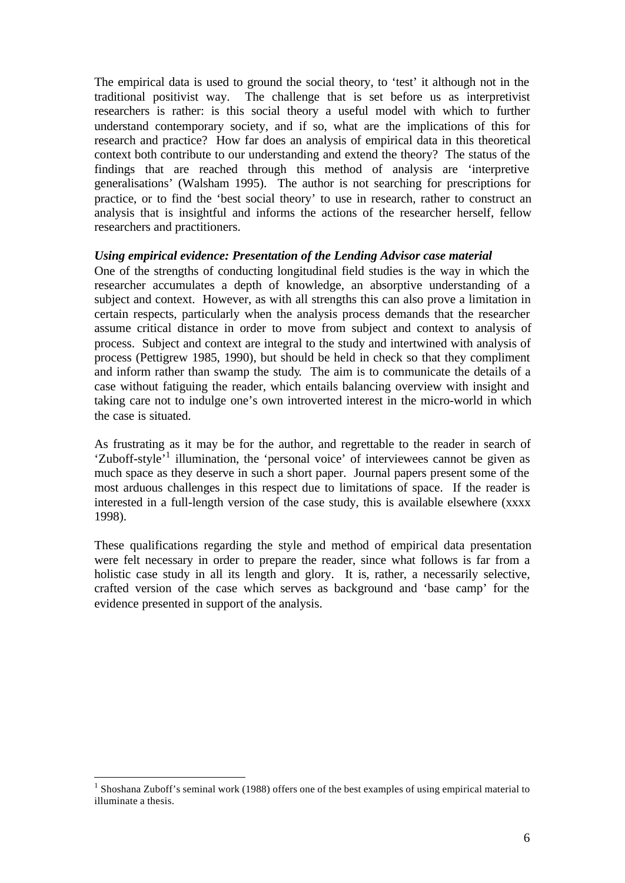The empirical data is used to ground the social theory, to 'test' it although not in the traditional positivist way. The challenge that is set before us as interpretivist researchers is rather: is this social theory a useful model with which to further understand contemporary society, and if so, what are the implications of this for research and practice? How far does an analysis of empirical data in this theoretical context both contribute to our understanding and extend the theory? The status of the findings that are reached through this method of analysis are 'interpretive generalisations' (Walsham 1995). The author is not searching for prescriptions for practice, or to find the 'best social theory' to use in research, rather to construct an analysis that is insightful and informs the actions of the researcher herself, fellow researchers and practitioners.

***Using empirical evidence: Presentation of the Lending Advisor case material***

One of the strengths of conducting longitudinal field studies is the way in which the researcher accumulates a depth of knowledge, an absorptive understanding of a subject and context. However, as with all strengths this can also prove a limitation in certain respects, particularly when the analysis process demands that the researcher assume critical distance in order to move from subject and context to analysis of process. Subject and context are integral to the study and intertwined with analysis of process (Pettigrew 1985, 1990), but should be held in check so that they compliment and inform rather than swamp the study. The aim is to communicate the details of a case without fatiguing the reader, which entails balancing overview with insight and taking care not to indulge one's own introverted interest in the micro-world in which the case is situated.

As frustrating as it may be for the author, and regrettable to the reader in search of 'Zuboff-style'[1] illumination, the 'personal voice' of interviewees cannot be given as much space as they deserve in such a short paper. Journal papers present some of the most arduous challenges in this respect due to limitations of space. If the reader is interested in a full-length version of the case study, this is available elsewhere (xxxx 1998).

These qualifications regarding the style and method of empirical data presentation were felt necessary in order to prepare the reader, since what follows is far from a holistic case study in all its length and glory. It is, rather, a necessarily selective, crafted version of the case which serves as background and 'base camp' for the evidence presented in support of the analysis.

[1] Shoshana Zuboff's seminal work (1988) offers one of the best examples of using empirical material to illuminate a thesis.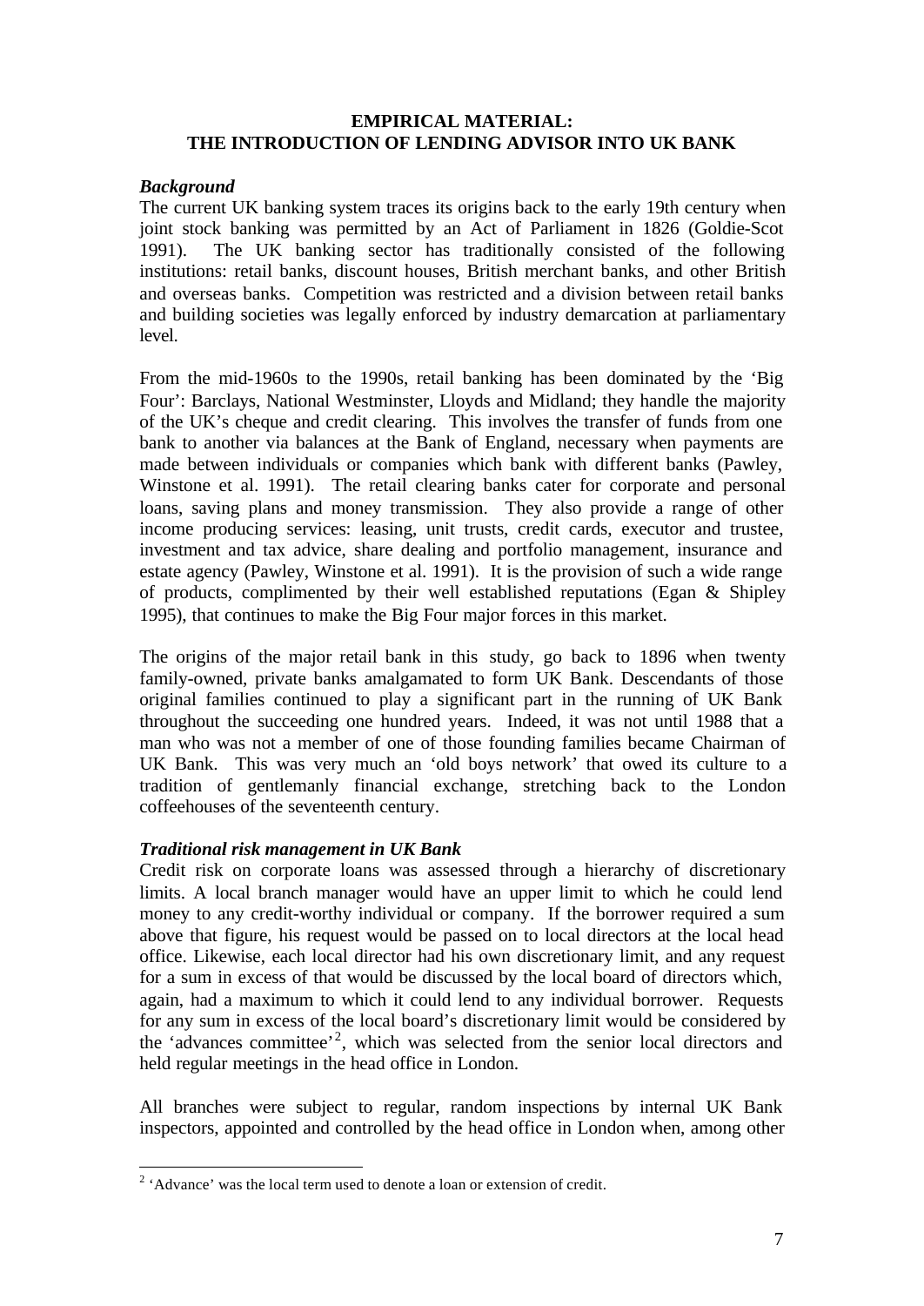## EMPIRICAL MATERIAL: THE INTRODUCTION OF LENDING ADVISOR INTO UK BANK

### *Background*

The current UK banking system traces its origins back to the early 19th century when joint stock banking was permitted by an Act of Parliament in 1826 (Goldie-Scot 1991). The UK banking sector has traditionally consisted of the following institutions: retail banks, discount houses, British merchant banks, and other British and overseas banks. Competition was restricted and a division between retail banks and building societies was legally enforced by industry demarcation at parliamentary level.

From the mid-1960s to the 1990s, retail banking has been dominated by the 'Big Four': Barclays, National Westminster, Lloyds and Midland; they handle the majority of the UK's cheque and credit clearing. This involves the transfer of funds from one bank to another via balances at the Bank of England, necessary when payments are made between individuals or companies which bank with different banks (Pawley, Winstone et al. 1991). The retail clearing banks cater for corporate and personal loans, saving plans and money transmission. They also provide a range of other income producing services: leasing, unit trusts, credit cards, executor and trustee, investment and tax advice, share dealing and portfolio management, insurance and estate agency (Pawley, Winstone et al. 1991). It is the provision of such a wide range of products, complimented by their well established reputations (Egan & Shipley 1995), that continues to make the Big Four major forces in this market.

The origins of the major retail bank in this study, go back to 1896 when twenty family-owned, private banks amalgamated to form UK Bank. Descendants of those original families continued to play a significant part in the running of UK Bank throughout the succeeding one hundred years. Indeed, it was not until 1988 that a man who was not a member of one of those founding families became Chairman of UK Bank. This was very much an 'old boys network' that owed its culture to a tradition of gentlemanly financial exchange, stretching back to the London coffeehouses of the seventeenth century.

### *Traditional risk management in UK Bank*

Credit risk on corporate loans was assessed through a hierarchy of discretionary limits. A local branch manager would have an upper limit to which he could lend money to any credit-worthy individual or company. If the borrower required a sum above that figure, his request would be passed on to local directors at the local head office. Likewise, each local director had his own discretionary limit, and any request for a sum in excess of that would be discussed by the local board of directors which, again, had a maximum to which it could lend to any individual borrower. Requests for any sum in excess of the local board's discretionary limit would be considered by the 'advances committee'[2], which was selected from the senior local directors and held regular meetings in the head office in London.

All branches were subject to regular, random inspections by internal UK Bank inspectors, appointed and controlled by the head office in London when, among other

---

[2] 'Advance' was the local term used to denote a loan or extension of credit.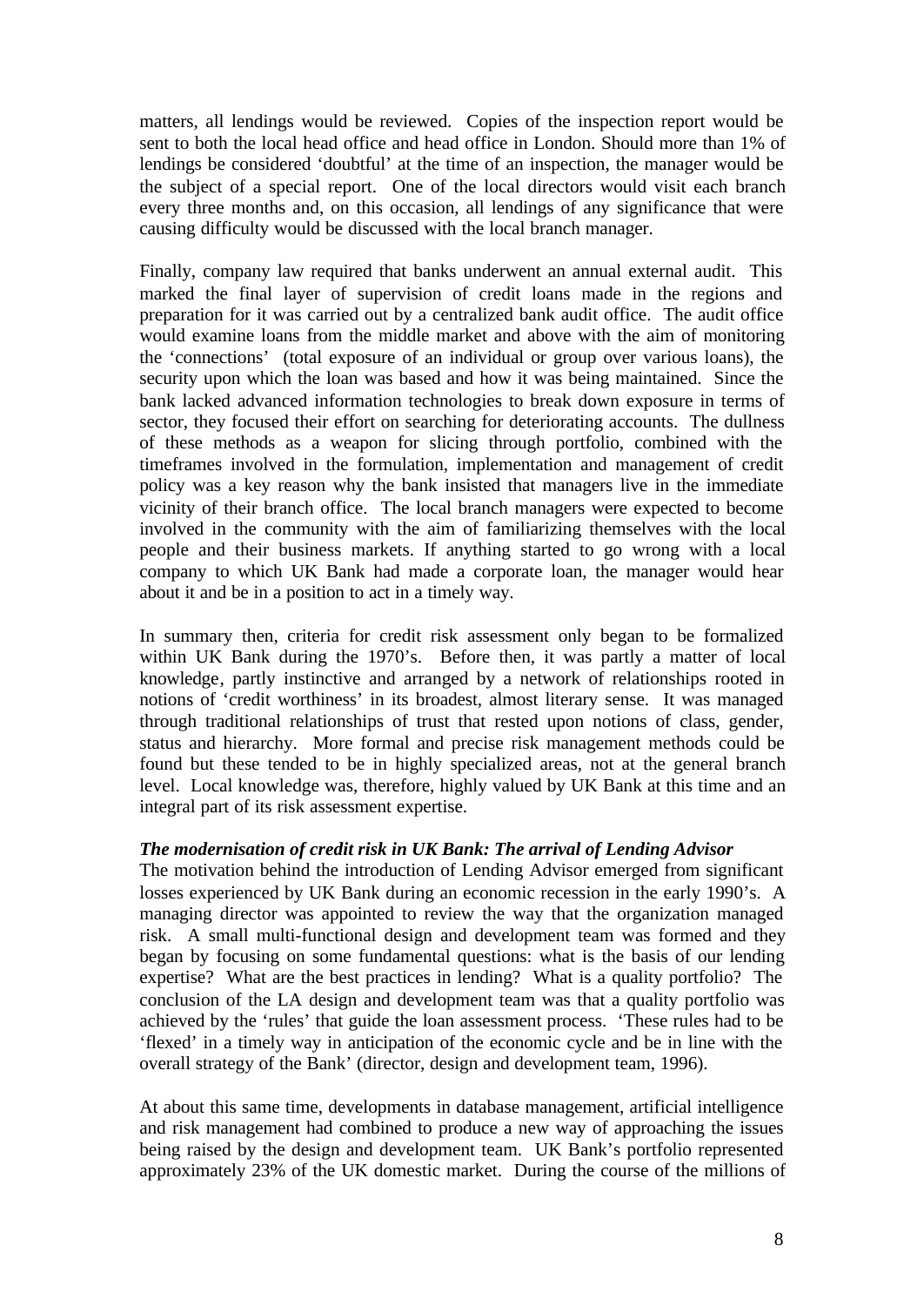matters, all lendings would be reviewed. Copies of the inspection report would be sent to both the local head office and head office in London. Should more than 1% of lendings be considered 'doubtful' at the time of an inspection, the manager would be the subject of a special report. One of the local directors would visit each branch every three months and, on this occasion, all lendings of any significance that were causing difficulty would be discussed with the local branch manager.

Finally, company law required that banks underwent an annual external audit. This marked the final layer of supervision of credit loans made in the regions and preparation for it was carried out by a centralized bank audit office. The audit office would examine loans from the middle market and above with the aim of monitoring the 'connections' (total exposure of an individual or group over various loans), the security upon which the loan was based and how it was being maintained. Since the bank lacked advanced information technologies to break down exposure in terms of sector, they focused their effort on searching for deteriorating accounts. The dullness of these methods as a weapon for slicing through portfolio, combined with the timeframes involved in the formulation, implementation and management of credit policy was a key reason why the bank insisted that managers live in the immediate vicinity of their branch office. The local branch managers were expected to become involved in the community with the aim of familiarizing themselves with the local people and their business markets. If anything started to go wrong with a local company to which UK Bank had made a corporate loan, the manager would hear about it and be in a position to act in a timely way.

In summary then, criteria for credit risk assessment only began to be formalized within UK Bank during the 1970's. Before then, it was partly a matter of local knowledge, partly instinctive and arranged by a network of relationships rooted in notions of 'credit worthiness' in its broadest, almost literary sense. It was managed through traditional relationships of trust that rested upon notions of class, gender, status and hierarchy. More formal and precise risk management methods could be found but these tended to be in highly specialized areas, not at the general branch level. Local knowledge was, therefore, highly valued by UK Bank at this time and an integral part of its risk assessment expertise.

***The modernisation of credit risk in UK Bank: The arrival of Lending Advisor***

The motivation behind the introduction of Lending Advisor emerged from significant losses experienced by UK Bank during an economic recession in the early 1990's. A managing director was appointed to review the way that the organization managed risk. A small multi-functional design and development team was formed and they began by focusing on some fundamental questions: what is the basis of our lending expertise? What are the best practices in lending? What is a quality portfolio? The conclusion of the LA design and development team was that a quality portfolio was achieved by the 'rules' that guide the loan assessment process. 'These rules had to be 'flexed' in a timely way in anticipation of the economic cycle and be in line with the overall strategy of the Bank' (director, design and development team, 1996).

At about this same time, developments in database management, artificial intelligence and risk management had combined to produce a new way of approaching the issues being raised by the design and development team. UK Bank's portfolio represented approximately 23% of the UK domestic market. During the course of the millions of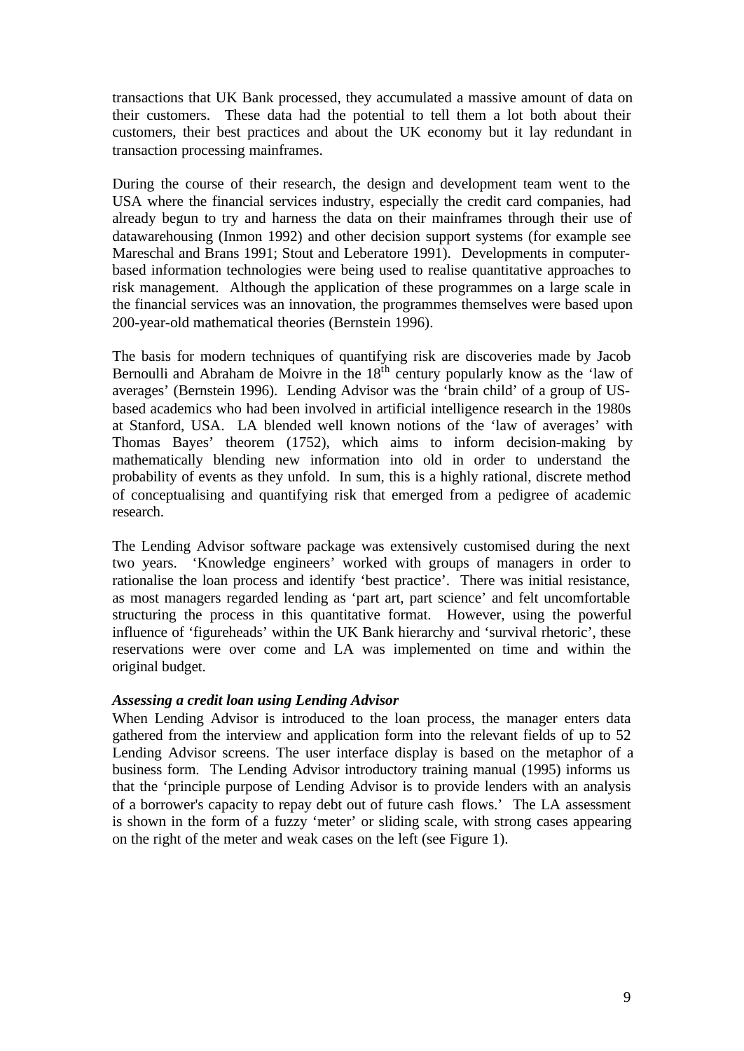transactions that UK Bank processed, they accumulated a massive amount of data on their customers. These data had the potential to tell them a lot both about their customers, their best practices and about the UK economy but it lay redundant in transaction processing mainframes.

During the course of their research, the design and development team went to the USA where the financial services industry, especially the credit card companies, had already begun to try and harness the data on their mainframes through their use of datawarehousing (Inmon 1992) and other decision support systems (for example see Mareschal and Brans 1991; Stout and Leberatore 1991). Developments in computer-based information technologies were being used to realise quantitative approaches to risk management. Although the application of these programmes on a large scale in the financial services was an innovation, the programmes themselves were based upon 200-year-old mathematical theories (Bernstein 1996).

The basis for modern techniques of quantifying risk are discoveries made by Jacob Bernoulli and Abraham de Moivre in the 18th century popularly know as the 'law of averages' (Bernstein 1996). Lending Advisor was the 'brain child' of a group of US-based academics who had been involved in artificial intelligence research in the 1980s at Stanford, USA. LA blended well known notions of the 'law of averages' with Thomas Bayes' theorem (1752), which aims to inform decision-making by mathematically blending new information into old in order to understand the probability of events as they unfold. In sum, this is a highly rational, discrete method of conceptualising and quantifying risk that emerged from a pedigree of academic research.

The Lending Advisor software package was extensively customised during the next two years. 'Knowledge engineers' worked with groups of managers in order to rationalise the loan process and identify 'best practice'. There was initial resistance, as most managers regarded lending as 'part art, part science' and felt uncomfortable structuring the process in this quantitative format. However, using the powerful influence of 'figureheads' within the UK Bank hierarchy and 'survival rhetoric', these reservations were over come and LA was implemented on time and within the original budget.

***Assessing a credit loan using Lending Advisor***

When Lending Advisor is introduced to the loan process, the manager enters data gathered from the interview and application form into the relevant fields of up to 52 Lending Advisor screens. The user interface display is based on the metaphor of a business form. The Lending Advisor introductory training manual (1995) informs us that the 'principle purpose of Lending Advisor is to provide lenders with an analysis of a borrower's capacity to repay debt out of future cash flows.' The LA assessment is shown in the form of a fuzzy 'meter' or sliding scale, with strong cases appearing on the right of the meter and weak cases on the left (see Figure 1).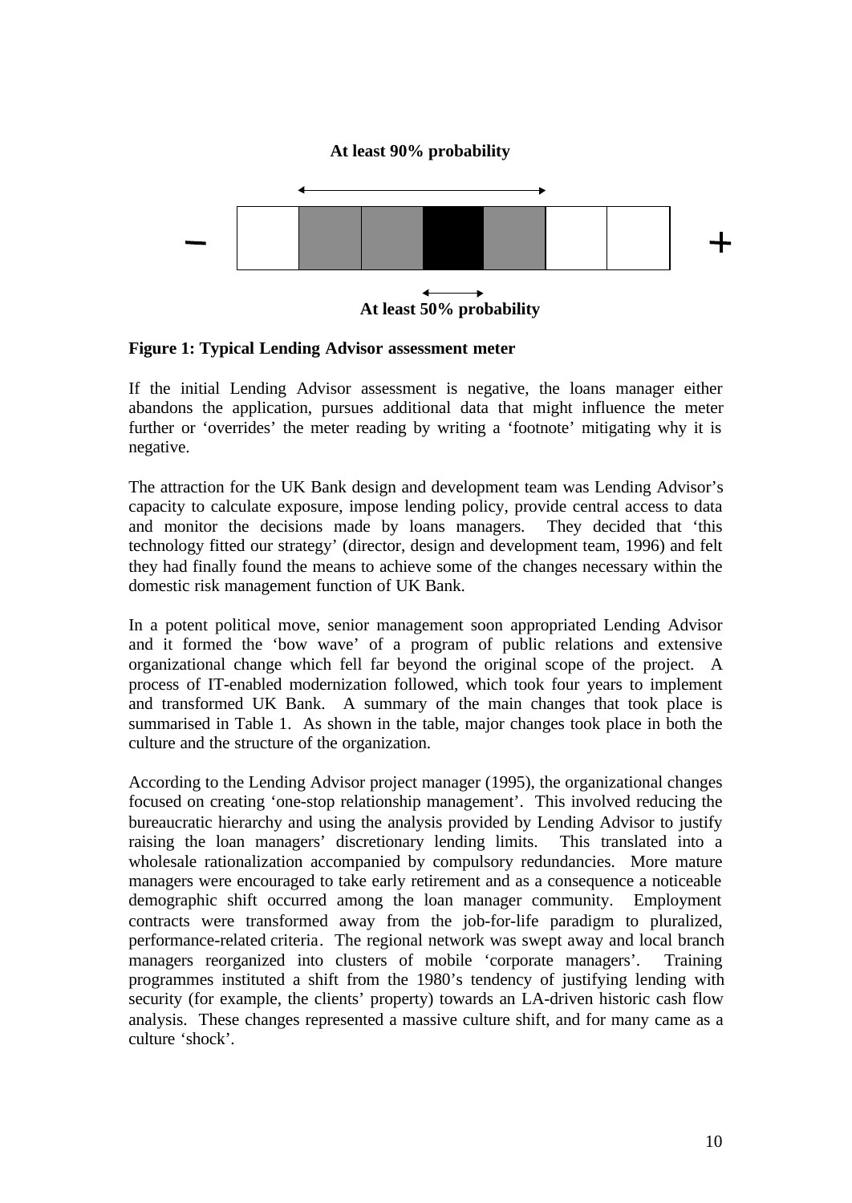At least 90% probability

– +

At least 50% probability

**Figure 1: Typical Lending Advisor assessment meter**

If the initial Lending Advisor assessment is negative, the loans manager either abandons the application, pursues additional data that might influence the meter further or 'overrides' the meter reading by writing a 'footnote' mitigating why it is negative.

The attraction for the UK Bank design and development team was Lending Advisor's capacity to calculate exposure, impose lending policy, provide central access to data and monitor the decisions made by loans managers. They decided that 'this technology fitted our strategy' (director, design and development team, 1996) and felt they had finally found the means to achieve some of the changes necessary within the domestic risk management function of UK Bank.

In a potent political move, senior management soon appropriated Lending Advisor and it formed the 'bow wave' of a program of public relations and extensive organizational change which fell far beyond the original scope of the project. A process of IT-enabled modernization followed, which took four years to implement and transformed UK Bank. A summary of the main changes that took place is summarised in Table 1. As shown in the table, major changes took place in both the culture and the structure of the organization.

According to the Lending Advisor project manager (1995), the organizational changes focused on creating 'one-stop relationship management'. This involved reducing the bureaucratic hierarchy and using the analysis provided by Lending Advisor to justify raising the loan managers' discretionary lending limits. This translated into a wholesale rationalization accompanied by compulsory redundancies. More mature managers were encouraged to take early retirement and as a consequence a noticeable demographic shift occurred among the loan manager community. Employment contracts were transformed away from the job-for-life paradigm to pluralized, performance-related criteria. The regional network was swept away and local branch managers reorganized into clusters of mobile 'corporate managers'. Training programmes instituted a shift from the 1980's tendency of justifying lending with security (for example, the clients' property) towards an LA-driven historic cash flow analysis. These changes represented a massive culture shift, and for many came as a culture 'shock'.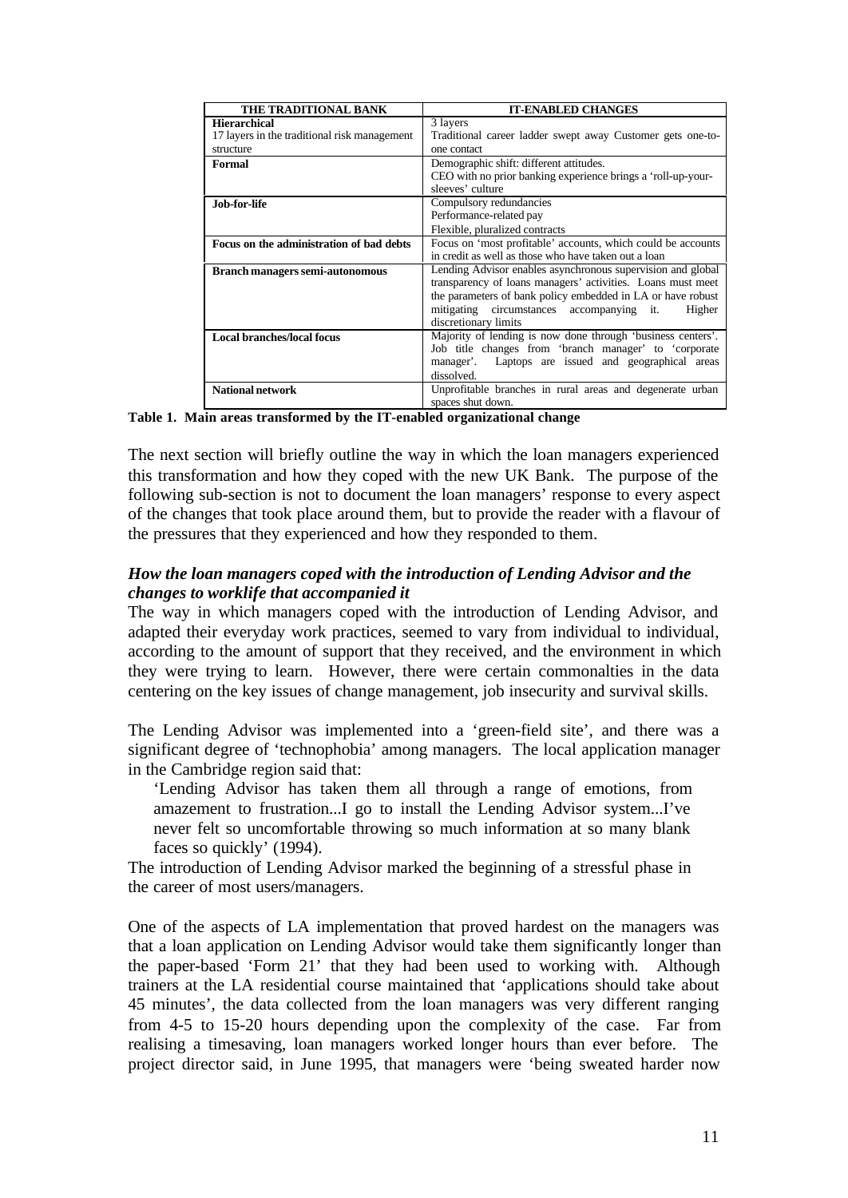| THE TRADITIONAL BANK | IT-ENABLED CHANGES |
|---|---|
| **Hierarchical** 17 layers in the traditional risk management structure | 3 layers Traditional career ladder swept away Customer gets one-to-one contact |
| **Formal** | Demographic shift: different attitudes. CEO with no prior banking experience brings a 'roll-up-your-sleeves' culture |
| **Job-for-life** | Compulsory redundancies Performance-related pay Flexible, pluralized contracts |
| **Focus on the administration of bad debts** | Focus on 'most profitable' accounts, which could be accounts in credit as well as those who have taken out a loan |
| **Branch managers semi-autonomous** | Lending Advisor enables asynchronous supervision and global transparency of loans managers' activities. Loans must meet the parameters of bank policy embedded in LA or have robust mitigating circumstances accompanying it. Higher discretionary limits |
| **Local branches/local focus** | Majority of lending is now done through 'business centers'. Job title changes from 'branch manager' to 'corporate manager'. Laptops are issued and geographical areas dissolved. |
| **National network** | Unprofitable branches in rural areas and degenerate urban spaces shut down. |

**Table 1. Main areas transformed by the IT-enabled organizational change**

The next section will briefly outline the way in which the loan managers experienced this transformation and how they coped with the new UK Bank. The purpose of the following sub-section is not to document the loan managers' response to every aspect of the changes that took place around them, but to provide the reader with a flavour of the pressures that they experienced and how they responded to them.

### *How the loan managers coped with the introduction of Lending Advisor and the changes to worklife that accompanied it*

The way in which managers coped with the introduction of Lending Advisor, and adapted their everyday work practices, seemed to vary from individual to individual, according to the amount of support that they received, and the environment in which they were trying to learn. However, there were certain commonalties in the data centering on the key issues of change management, job insecurity and survival skills.

The Lending Advisor was implemented into a 'green-field site', and there was a significant degree of 'technophobia' among managers. The local application manager in the Cambridge region said that:

> 'Lending Advisor has taken them all through a range of emotions, from amazement to frustration...I go to install the Lending Advisor system...I've never felt so uncomfortable throwing so much information at so many blank faces so quickly' (1994).

The introduction of Lending Advisor marked the beginning of a stressful phase in the career of most users/managers.

One of the aspects of LA implementation that proved hardest on the managers was that a loan application on Lending Advisor would take them significantly longer than the paper-based 'Form 21' that they had been used to working with. Although trainers at the LA residential course maintained that 'applications should take about 45 minutes', the data collected from the loan managers was very different ranging from 4-5 to 15-20 hours depending upon the complexity of the case. Far from realising a timesaving, loan managers worked longer hours than ever before. The project director said, in June 1995, that managers were 'being sweated harder now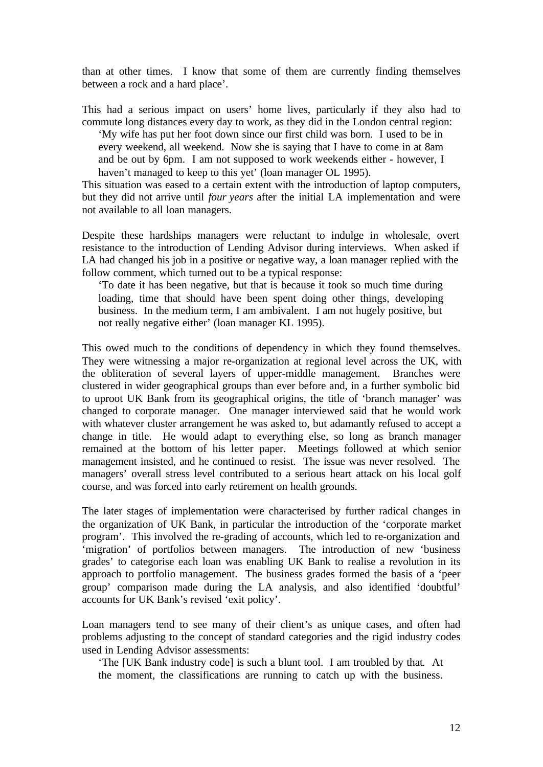than at other times. I know that some of them are currently finding themselves between a rock and a hard place'.

This had a serious impact on users' home lives, particularly if they also had to commute long distances every day to work, as they did in the London central region:

> 'My wife has put her foot down since our first child was born. I used to be in every weekend, all weekend. Now she is saying that I have to come in at 8am and be out by 6pm. I am not supposed to work weekends either - however, I haven't managed to keep to this yet' (loan manager OL 1995).

This situation was eased to a certain extent with the introduction of laptop computers, but they did not arrive until *four years* after the initial LA implementation and were not available to all loan managers.

Despite these hardships managers were reluctant to indulge in wholesale, overt resistance to the introduction of Lending Advisor during interviews. When asked if LA had changed his job in a positive or negative way, a loan manager replied with the follow comment, which turned out to be a typical response:

> 'To date it has been negative, but that is because it took so much time during loading, time that should have been spent doing other things, developing business. In the medium term, I am ambivalent. I am not hugely positive, but not really negative either' (loan manager KL 1995).

This owed much to the conditions of dependency in which they found themselves. They were witnessing a major re-organization at regional level across the UK, with the obliteration of several layers of upper-middle management. Branches were clustered in wider geographical groups than ever before and, in a further symbolic bid to uproot UK Bank from its geographical origins, the title of 'branch manager' was changed to corporate manager. One manager interviewed said that he would work with whatever cluster arrangement he was asked to, but adamantly refused to accept a change in title. He would adapt to everything else, so long as branch manager remained at the bottom of his letter paper. Meetings followed at which senior management insisted, and he continued to resist. The issue was never resolved. The managers' overall stress level contributed to a serious heart attack on his local golf course, and was forced into early retirement on health grounds.

The later stages of implementation were characterised by further radical changes in the organization of UK Bank, in particular the introduction of the 'corporate market program'. This involved the re-grading of accounts, which led to re-organization and 'migration' of portfolios between managers. The introduction of new 'business grades' to categorise each loan was enabling UK Bank to realise a revolution in its approach to portfolio management. The business grades formed the basis of a 'peer group' comparison made during the LA analysis, and also identified 'doubtful' accounts for UK Bank's revised 'exit policy'.

Loan managers tend to see many of their client's as unique cases, and often had problems adjusting to the concept of standard categories and the rigid industry codes used in Lending Advisor assessments:

> 'The [UK Bank industry code] is such a blunt tool. I am troubled by that. At the moment, the classifications are running to catch up with the business.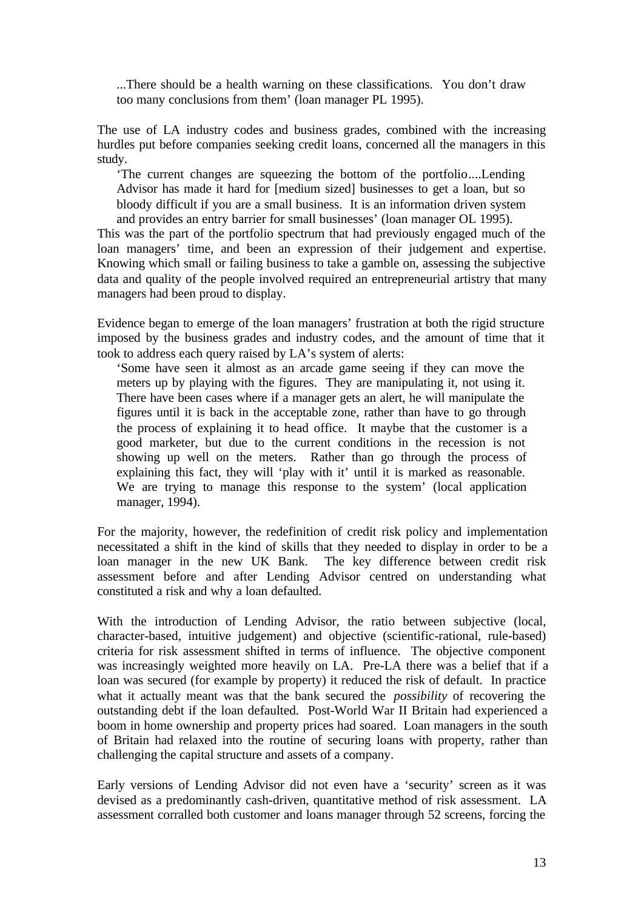> ...There should be a health warning on these classifications. You don't draw too many conclusions from them' (loan manager PL 1995).

The use of LA industry codes and business grades, combined with the increasing hurdles put before companies seeking credit loans, concerned all the managers in this study.

> 'The current changes are squeezing the bottom of the portfolio....Lending Advisor has made it hard for [medium sized] businesses to get a loan, but so bloody difficult if you are a small business. It is an information driven system and provides an entry barrier for small businesses' (loan manager OL 1995).

This was the part of the portfolio spectrum that had previously engaged much of the loan managers' time, and been an expression of their judgement and expertise. Knowing which small or failing business to take a gamble on, assessing the subjective data and quality of the people involved required an entrepreneurial artistry that many managers had been proud to display.

Evidence began to emerge of the loan managers' frustration at both the rigid structure imposed by the business grades and industry codes, and the amount of time that it took to address each query raised by LA's system of alerts:

> 'Some have seen it almost as an arcade game seeing if they can move the meters up by playing with the figures. They are manipulating it, not using it. There have been cases where if a manager gets an alert, he will manipulate the figures until it is back in the acceptable zone, rather than have to go through the process of explaining it to head office. It maybe that the customer is a good marketer, but due to the current conditions in the recession is not showing up well on the meters. Rather than go through the process of explaining this fact, they will 'play with it' until it is marked as reasonable. We are trying to manage this response to the system' (local application manager, 1994).

For the majority, however, the redefinition of credit risk policy and implementation necessitated a shift in the kind of skills that they needed to display in order to be a loan manager in the new UK Bank. The key difference between credit risk assessment before and after Lending Advisor centred on understanding what constituted a risk and why a loan defaulted.

With the introduction of Lending Advisor, the ratio between subjective (local, character-based, intuitive judgement) and objective (scientific-rational, rule-based) criteria for risk assessment shifted in terms of influence. The objective component was increasingly weighted more heavily on LA. Pre-LA there was a belief that if a loan was secured (for example by property) it reduced the risk of default. In practice what it actually meant was that the bank secured the *possibility* of recovering the outstanding debt if the loan defaulted. Post-World War II Britain had experienced a boom in home ownership and property prices had soared. Loan managers in the south of Britain had relaxed into the routine of securing loans with property, rather than challenging the capital structure and assets of a company.

Early versions of Lending Advisor did not even have a 'security' screen as it was devised as a predominantly cash-driven, quantitative method of risk assessment. LA assessment corralled both customer and loans manager through 52 screens, forcing the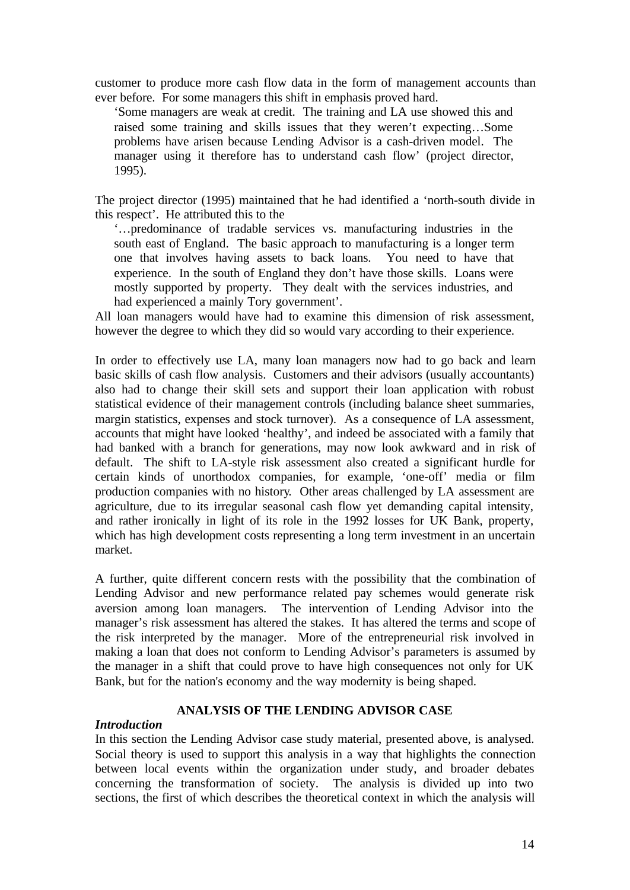customer to produce more cash flow data in the form of management accounts than ever before. For some managers this shift in emphasis proved hard.

> 'Some managers are weak at credit. The training and LA use showed this and raised some training and skills issues that they weren't expecting…Some problems have arisen because Lending Advisor is a cash-driven model. The manager using it therefore has to understand cash flow' (project director, 1995).

The project director (1995) maintained that he had identified a 'north-south divide in this respect'. He attributed this to the

> '…predominance of tradable services vs. manufacturing industries in the south east of England. The basic approach to manufacturing is a longer term one that involves having assets to back loans. You need to have that experience. In the south of England they don't have those skills. Loans were mostly supported by property. They dealt with the services industries, and had experienced a mainly Tory government'.

All loan managers would have had to examine this dimension of risk assessment, however the degree to which they did so would vary according to their experience.

In order to effectively use LA, many loan managers now had to go back and learn basic skills of cash flow analysis. Customers and their advisors (usually accountants) also had to change their skill sets and support their loan application with robust statistical evidence of their management controls (including balance sheet summaries, margin statistics, expenses and stock turnover). As a consequence of LA assessment, accounts that might have looked 'healthy', and indeed be associated with a family that had banked with a branch for generations, may now look awkward and in risk of default. The shift to LA-style risk assessment also created a significant hurdle for certain kinds of unorthodox companies, for example, 'one-off' media or film production companies with no history. Other areas challenged by LA assessment are agriculture, due to its irregular seasonal cash flow yet demanding capital intensity, and rather ironically in light of its role in the 1992 losses for UK Bank, property, which has high development costs representing a long term investment in an uncertain market.

A further, quite different concern rests with the possibility that the combination of Lending Advisor and new performance related pay schemes would generate risk aversion among loan managers. The intervention of Lending Advisor into the manager's risk assessment has altered the stakes. It has altered the terms and scope of the risk interpreted by the manager. More of the entrepreneurial risk involved in making a loan that does not conform to Lending Advisor's parameters is assumed by the manager in a shift that could prove to have high consequences not only for UK Bank, but for the nation's economy and the way modernity is being shaped.

## ANALYSIS OF THE LENDING ADVISOR CASE

### *Introduction*

In this section the Lending Advisor case study material, presented above, is analysed. Social theory is used to support this analysis in a way that highlights the connection between local events within the organization under study, and broader debates concerning the transformation of society. The analysis is divided up into two sections, the first of which describes the theoretical context in which the analysis will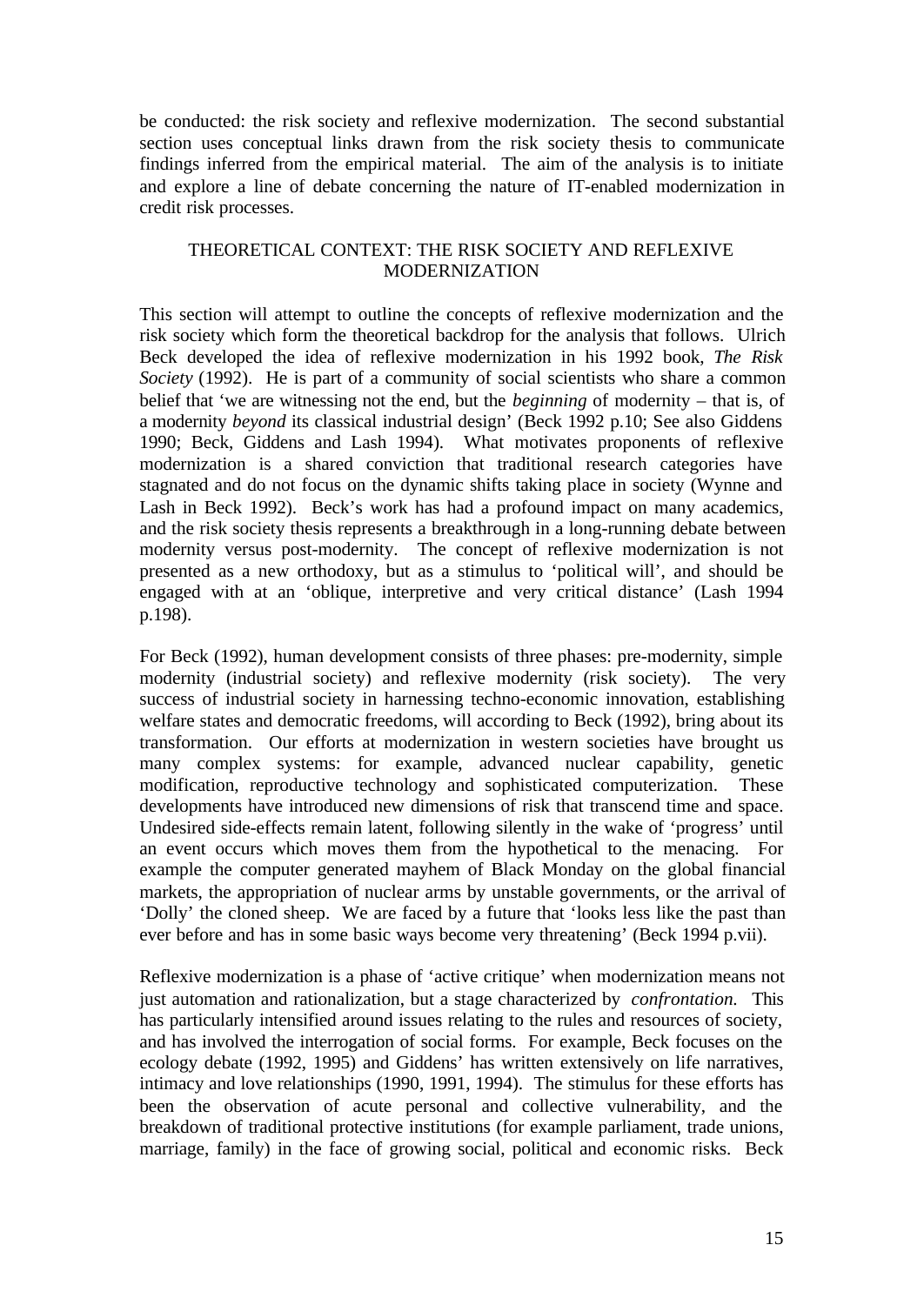be conducted: the risk society and reflexive modernization. The second substantial section uses conceptual links drawn from the risk society thesis to communicate findings inferred from the empirical material. The aim of the analysis is to initiate and explore a line of debate concerning the nature of IT-enabled modernization in credit risk processes.

## THEORETICAL CONTEXT: THE RISK SOCIETY AND REFLEXIVE MODERNIZATION

This section will attempt to outline the concepts of reflexive modernization and the risk society which form the theoretical backdrop for the analysis that follows. Ulrich Beck developed the idea of reflexive modernization in his 1992 book, *The Risk Society* (1992). He is part of a community of social scientists who share a common belief that 'we are witnessing not the end, but the *beginning* of modernity – that is, of a modernity *beyond* its classical industrial design' (Beck 1992 p.10; See also Giddens 1990; Beck, Giddens and Lash 1994). What motivates proponents of reflexive modernization is a shared conviction that traditional research categories have stagnated and do not focus on the dynamic shifts taking place in society (Wynne and Lash in Beck 1992). Beck's work has had a profound impact on many academics, and the risk society thesis represents a breakthrough in a long-running debate between modernity versus post-modernity. The concept of reflexive modernization is not presented as a new orthodoxy, but as a stimulus to 'political will', and should be engaged with at an 'oblique, interpretive and very critical distance' (Lash 1994 p.198).

For Beck (1992), human development consists of three phases: pre-modernity, simple modernity (industrial society) and reflexive modernity (risk society). The very success of industrial society in harnessing techno-economic innovation, establishing welfare states and democratic freedoms, will according to Beck (1992), bring about its transformation. Our efforts at modernization in western societies have brought us many complex systems: for example, advanced nuclear capability, genetic modification, reproductive technology and sophisticated computerization. These developments have introduced new dimensions of risk that transcend time and space. Undesired side-effects remain latent, following silently in the wake of 'progress' until an event occurs which moves them from the hypothetical to the menacing. For example the computer generated mayhem of Black Monday on the global financial markets, the appropriation of nuclear arms by unstable governments, or the arrival of 'Dolly' the cloned sheep. We are faced by a future that 'looks less like the past than ever before and has in some basic ways become very threatening' (Beck 1994 p.vii).

Reflexive modernization is a phase of 'active critique' when modernization means not just automation and rationalization, but a stage characterized by *confrontation.* This has particularly intensified around issues relating to the rules and resources of society, and has involved the interrogation of social forms. For example, Beck focuses on the ecology debate (1992, 1995) and Giddens' has written extensively on life narratives, intimacy and love relationships (1990, 1991, 1994). The stimulus for these efforts has been the observation of acute personal and collective vulnerability, and the breakdown of traditional protective institutions (for example parliament, trade unions, marriage, family) in the face of growing social, political and economic risks. Beck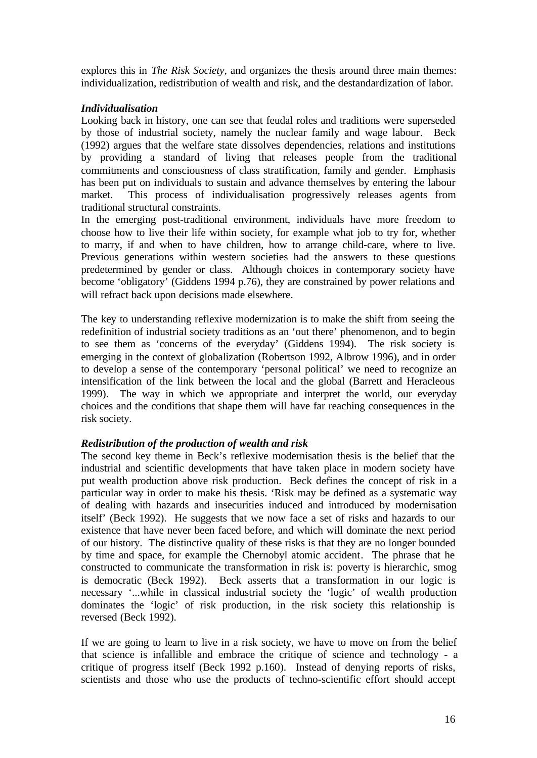explores this in *The Risk Society*, and organizes the thesis around three main themes: individualization, redistribution of wealth and risk, and the destandardization of labor.

***Individualisation***

Looking back in history, one can see that feudal roles and traditions were superseded by those of industrial society, namely the nuclear family and wage labour. Beck (1992) argues that the welfare state dissolves dependencies, relations and institutions by providing a standard of living that releases people from the traditional commitments and consciousness of class stratification, family and gender. Emphasis has been put on individuals to sustain and advance themselves by entering the labour market. This process of individualisation progressively releases agents from traditional structural constraints.

In the emerging post-traditional environment, individuals have more freedom to choose how to live their life within society, for example what job to try for, whether to marry, if and when to have children, how to arrange child-care, where to live. Previous generations within western societies had the answers to these questions predetermined by gender or class. Although choices in contemporary society have become 'obligatory' (Giddens 1994 p.76), they are constrained by power relations and will refract back upon decisions made elsewhere.

The key to understanding reflexive modernization is to make the shift from seeing the redefinition of industrial society traditions as an 'out there' phenomenon, and to begin to see them as 'concerns of the everyday' (Giddens 1994). The risk society is emerging in the context of globalization (Robertson 1992, Albrow 1996), and in order to develop a sense of the contemporary 'personal political' we need to recognize an intensification of the link between the local and the global (Barrett and Heracleous 1999). The way in which we appropriate and interpret the world, our everyday choices and the conditions that shape them will have far reaching consequences in the risk society.

***Redistribution of the production of wealth and risk***

The second key theme in Beck's reflexive modernisation thesis is the belief that the industrial and scientific developments that have taken place in modern society have put wealth production above risk production. Beck defines the concept of risk in a particular way in order to make his thesis. 'Risk may be defined as a systematic way of dealing with hazards and insecurities induced and introduced by modernisation itself' (Beck 1992). He suggests that we now face a set of risks and hazards to our existence that have never been faced before, and which will dominate the next period of our history. The distinctive quality of these risks is that they are no longer bounded by time and space, for example the Chernobyl atomic accident. The phrase that he constructed to communicate the transformation in risk is: poverty is hierarchic, smog is democratic (Beck 1992). Beck asserts that a transformation in our logic is necessary '...while in classical industrial society the 'logic' of wealth production dominates the 'logic' of risk production, in the risk society this relationship is reversed (Beck 1992).

If we are going to learn to live in a risk society, we have to move on from the belief that science is infallible and embrace the critique of science and technology - a critique of progress itself (Beck 1992 p.160). Instead of denying reports of risks, scientists and those who use the products of techno-scientific effort should accept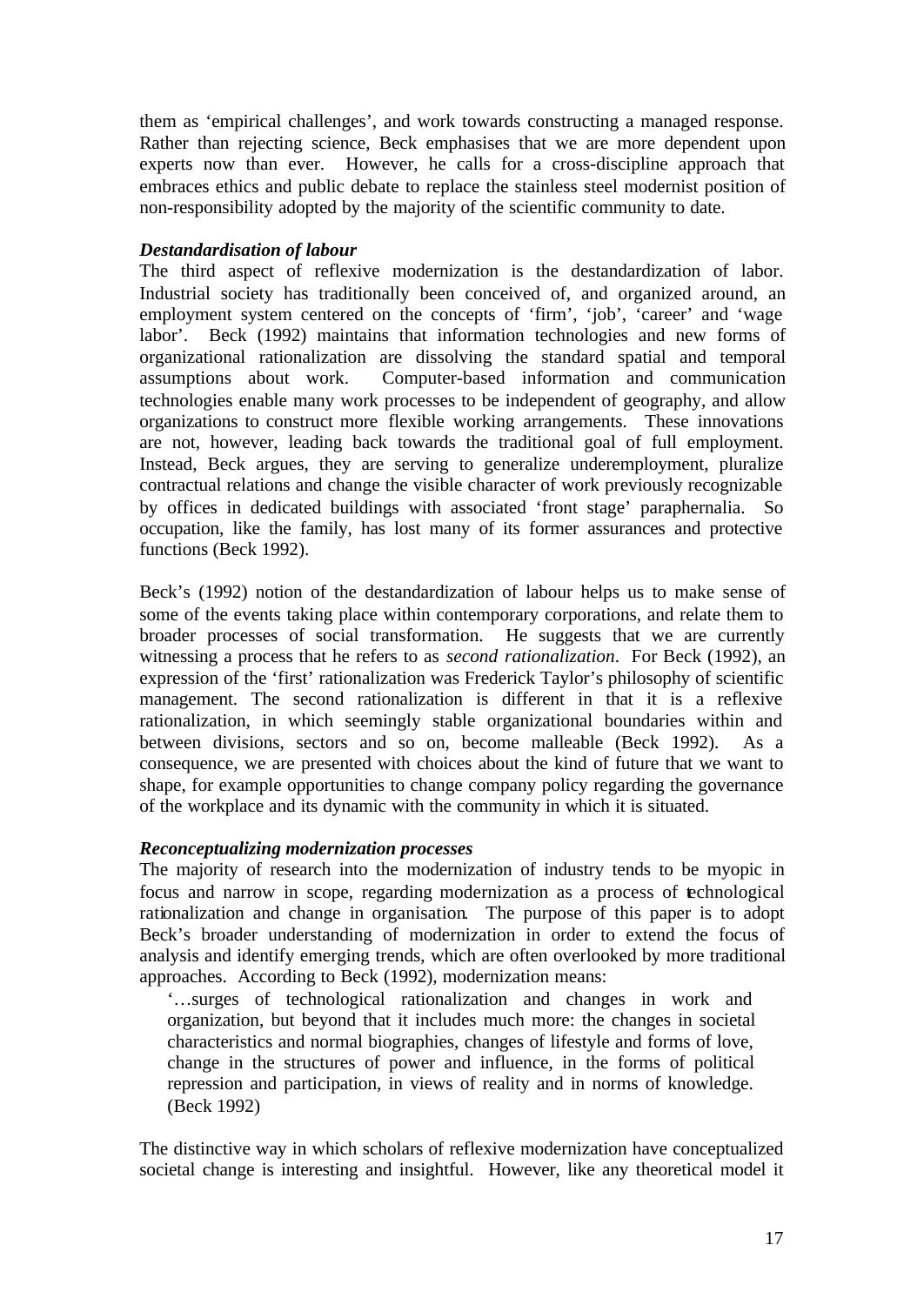them as 'empirical challenges', and work towards constructing a managed response. Rather than rejecting science, Beck emphasises that we are more dependent upon experts now than ever. However, he calls for a cross-discipline approach that embraces ethics and public debate to replace the stainless steel modernist position of non-responsibility adopted by the majority of the scientific community to date.

***Destandardisation of labour***

The third aspect of reflexive modernization is the destandardization of labor. Industrial society has traditionally been conceived of, and organized around, an employment system centered on the concepts of 'firm', 'job', 'career' and 'wage labor'. Beck (1992) maintains that information technologies and new forms of organizational rationalization are dissolving the standard spatial and temporal assumptions about work. Computer-based information and communication technologies enable many work processes to be independent of geography, and allow organizations to construct more flexible working arrangements. These innovations are not, however, leading back towards the traditional goal of full employment. Instead, Beck argues, they are serving to generalize underemployment, pluralize contractual relations and change the visible character of work previously recognizable by offices in dedicated buildings with associated 'front stage' paraphernalia. So occupation, like the family, has lost many of its former assurances and protective functions (Beck 1992).

Beck's (1992) notion of the destandardization of labour helps us to make sense of some of the events taking place within contemporary corporations, and relate them to broader processes of social transformation. He suggests that we are currently witnessing a process that he refers to as *second rationalization*. For Beck (1992), an expression of the 'first' rationalization was Frederick Taylor's philosophy of scientific management. The second rationalization is different in that it is a reflexive rationalization, in which seemingly stable organizational boundaries within and between divisions, sectors and so on, become malleable (Beck 1992). As a consequence, we are presented with choices about the kind of future that we want to shape, for example opportunities to change company policy regarding the governance of the workplace and its dynamic with the community in which it is situated.

***Reconceptualizing modernization processes***

The majority of research into the modernization of industry tends to be myopic in focus and narrow in scope, regarding modernization as a process of technological rationalization and change in organisation. The purpose of this paper is to adopt Beck's broader understanding of modernization in order to extend the focus of analysis and identify emerging trends, which are often overlooked by more traditional approaches. According to Beck (1992), modernization means:

> '…surges of technological rationalization and changes in work and organization, but beyond that it includes much more: the changes in societal characteristics and normal biographies, changes of lifestyle and forms of love, change in the structures of power and influence, in the forms of political repression and participation, in views of reality and in norms of knowledge. (Beck 1992)

The distinctive way in which scholars of reflexive modernization have conceptualized societal change is interesting and insightful. However, like any theoretical model it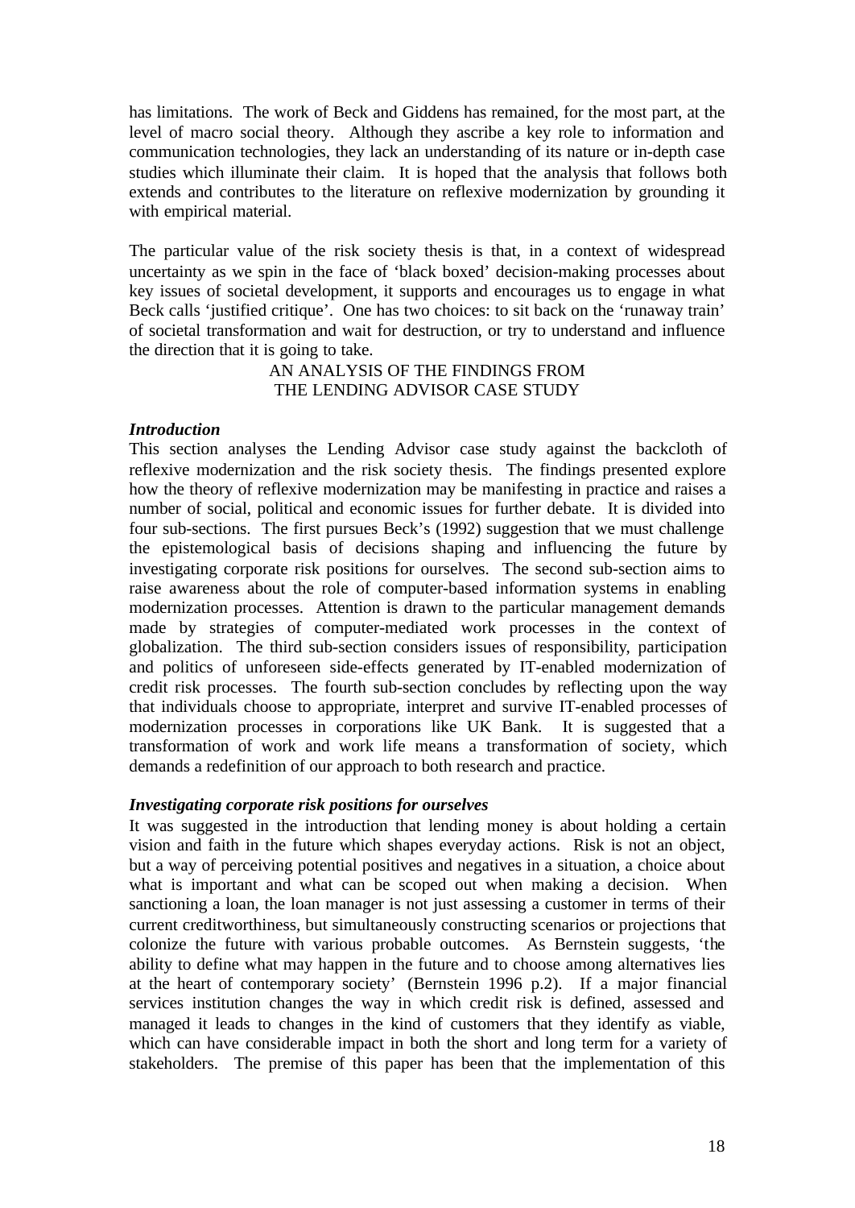has limitations. The work of Beck and Giddens has remained, for the most part, at the level of macro social theory. Although they ascribe a key role to information and communication technologies, they lack an understanding of its nature or in-depth case studies which illuminate their claim. It is hoped that the analysis that follows both extends and contributes to the literature on reflexive modernization by grounding it with empirical material.

The particular value of the risk society thesis is that, in a context of widespread uncertainty as we spin in the face of 'black boxed' decision-making processes about key issues of societal development, it supports and encourages us to engage in what Beck calls 'justified critique'. One has two choices: to sit back on the 'runaway train' of societal transformation and wait for destruction, or try to understand and influence the direction that it is going to take.

## AN ANALYSIS OF THE FINDINGS FROM THE LENDING ADVISOR CASE STUDY

### *Introduction*

This section analyses the Lending Advisor case study against the backcloth of reflexive modernization and the risk society thesis. The findings presented explore how the theory of reflexive modernization may be manifesting in practice and raises a number of social, political and economic issues for further debate. It is divided into four sub-sections. The first pursues Beck's (1992) suggestion that we must challenge the epistemological basis of decisions shaping and influencing the future by investigating corporate risk positions for ourselves. The second sub-section aims to raise awareness about the role of computer-based information systems in enabling modernization processes. Attention is drawn to the particular management demands made by strategies of computer-mediated work processes in the context of globalization. The third sub-section considers issues of responsibility, participation and politics of unforeseen side-effects generated by IT-enabled modernization of credit risk processes. The fourth sub-section concludes by reflecting upon the way that individuals choose to appropriate, interpret and survive IT-enabled processes of modernization processes in corporations like UK Bank. It is suggested that a transformation of work and work life means a transformation of society, which demands a redefinition of our approach to both research and practice.

### *Investigating corporate risk positions for ourselves*

It was suggested in the introduction that lending money is about holding a certain vision and faith in the future which shapes everyday actions. Risk is not an object, but a way of perceiving potential positives and negatives in a situation, a choice about what is important and what can be scoped out when making a decision. When sanctioning a loan, the loan manager is not just assessing a customer in terms of their current creditworthiness, but simultaneously constructing scenarios or projections that colonize the future with various probable outcomes. As Bernstein suggests, 'the ability to define what may happen in the future and to choose among alternatives lies at the heart of contemporary society' (Bernstein 1996 p.2). If a major financial services institution changes the way in which credit risk is defined, assessed and managed it leads to changes in the kind of customers that they identify as viable, which can have considerable impact in both the short and long term for a variety of stakeholders. The premise of this paper has been that the implementation of this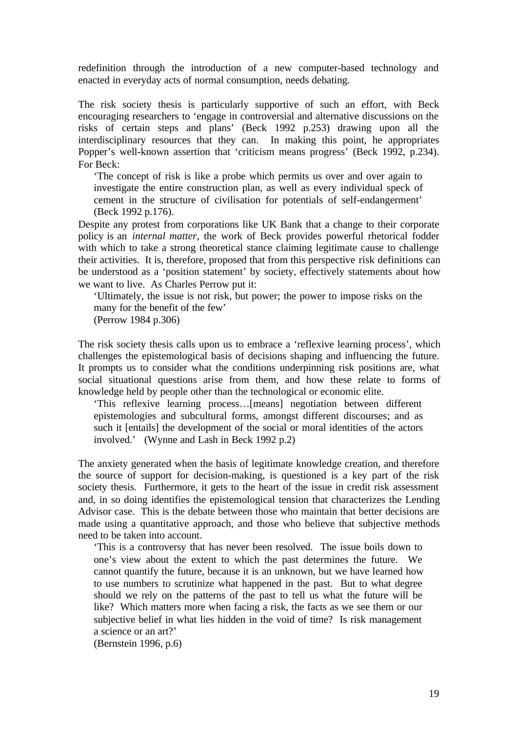redefinition through the introduction of a new computer-based technology and enacted in everyday acts of normal consumption, needs debating.

The risk society thesis is particularly supportive of such an effort, with Beck encouraging researchers to 'engage in controversial and alternative discussions on the risks of certain steps and plans' (Beck 1992 p.253) drawing upon all the interdisciplinary resources that they can. In making this point, he appropriates Popper's well-known assertion that 'criticism means progress' (Beck 1992, p.234). For Beck:

> 'The concept of risk is like a probe which permits us over and over again to investigate the entire construction plan, as well as every individual speck of cement in the structure of civilisation for potentials of self-endangerment' (Beck 1992 p.176).

Despite any protest from corporations like UK Bank that a change to their corporate policy is an *internal matter*, the work of Beck provides powerful rhetorical fodder with which to take a strong theoretical stance claiming legitimate cause to challenge their activities. It is, therefore, proposed that from this perspective risk definitions can be understood as a 'position statement' by society, effectively statements about how we want to live. As Charles Perrow put it:

> 'Ultimately, the issue is not risk, but power; the power to impose risks on the many for the benefit of the few'
> (Perrow 1984 p.306)

The risk society thesis calls upon us to embrace a 'reflexive learning process', which challenges the epistemological basis of decisions shaping and influencing the future. It prompts us to consider what the conditions underpinning risk positions are, what social situational questions arise from them, and how these relate to forms of knowledge held by people other than the technological or economic elite.

> 'This reflexive learning process…[means] negotiation between different epistemologies and subcultural forms, amongst different discourses; and as such it [entails] the development of the social or moral identities of the actors involved.' (Wynne and Lash in Beck 1992 p.2)

The anxiety generated when the basis of legitimate knowledge creation, and therefore the source of support for decision-making, is questioned is a key part of the risk society thesis. Furthermore, it gets to the heart of the issue in credit risk assessment and, in so doing identifies the epistemological tension that characterizes the Lending Advisor case. This is the debate between those who maintain that better decisions are made using a quantitative approach, and those who believe that subjective methods need to be taken into account.

> 'This is a controversy that has never been resolved. The issue boils down to one's view about the extent to which the past determines the future. We cannot quantify the future, because it is an unknown, but we have learned how to use numbers to scrutinize what happened in the past. But to what degree should we rely on the patterns of the past to tell us what the future will be like? Which matters more when facing a risk, the facts as we see them or our subjective belief in what lies hidden in the void of time? Is risk management a science or an art?'
> (Bernstein 1996, p.6)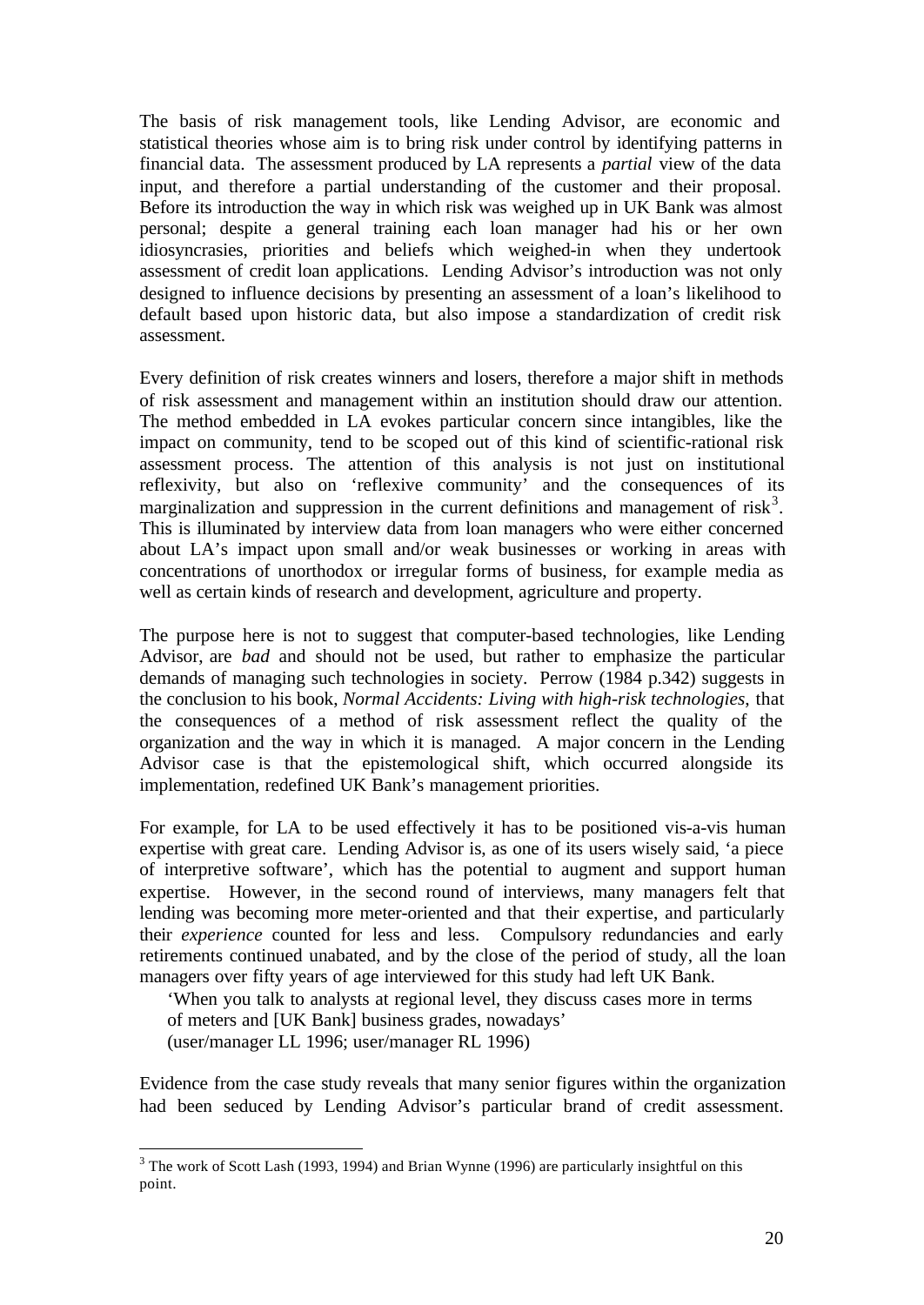The basis of risk management tools, like Lending Advisor, are economic and statistical theories whose aim is to bring risk under control by identifying patterns in financial data. The assessment produced by LA represents a *partial* view of the data input, and therefore a partial understanding of the customer and their proposal. Before its introduction the way in which risk was weighed up in UK Bank was almost personal; despite a general training each loan manager had his or her own idiosyncrasies, priorities and beliefs which weighed-in when they undertook assessment of credit loan applications. Lending Advisor's introduction was not only designed to influence decisions by presenting an assessment of a loan's likelihood to default based upon historic data, but also impose a standardization of credit risk assessment.

Every definition of risk creates winners and losers, therefore a major shift in methods of risk assessment and management within an institution should draw our attention. The method embedded in LA evokes particular concern since intangibles, like the impact on community, tend to be scoped out of this kind of scientific-rational risk assessment process. The attention of this analysis is not just on institutional reflexivity, but also on 'reflexive community' and the consequences of its marginalization and suppression in the current definitions and management of risk[3]. This is illuminated by interview data from loan managers who were either concerned about LA's impact upon small and/or weak businesses or working in areas with concentrations of unorthodox or irregular forms of business, for example media as well as certain kinds of research and development, agriculture and property.

The purpose here is not to suggest that computer-based technologies, like Lending Advisor, are *bad* and should not be used, but rather to emphasize the particular demands of managing such technologies in society. Perrow (1984 p.342) suggests in the conclusion to his book, *Normal Accidents: Living with high-risk technologies*, that the consequences of a method of risk assessment reflect the quality of the organization and the way in which it is managed. A major concern in the Lending Advisor case is that the epistemological shift, which occurred alongside its implementation, redefined UK Bank's management priorities.

For example, for LA to be used effectively it has to be positioned vis-a-vis human expertise with great care. Lending Advisor is, as one of its users wisely said, 'a piece of interpretive software', which has the potential to augment and support human expertise. However, in the second round of interviews, many managers felt that lending was becoming more meter-oriented and that their expertise, and particularly their *experience* counted for less and less. Compulsory redundancies and early retirements continued unabated, and by the close of the period of study, all the loan managers over fifty years of age interviewed for this study had left UK Bank.

> 'When you talk to analysts at regional level, they discuss cases more in terms of meters and [UK Bank] business grades, nowadays'
> (user/manager LL 1996; user/manager RL 1996)

Evidence from the case study reveals that many senior figures within the organization had been seduced by Lending Advisor's particular brand of credit assessment.

---

[3] The work of Scott Lash (1993, 1994) and Brian Wynne (1996) are particularly insightful on this point.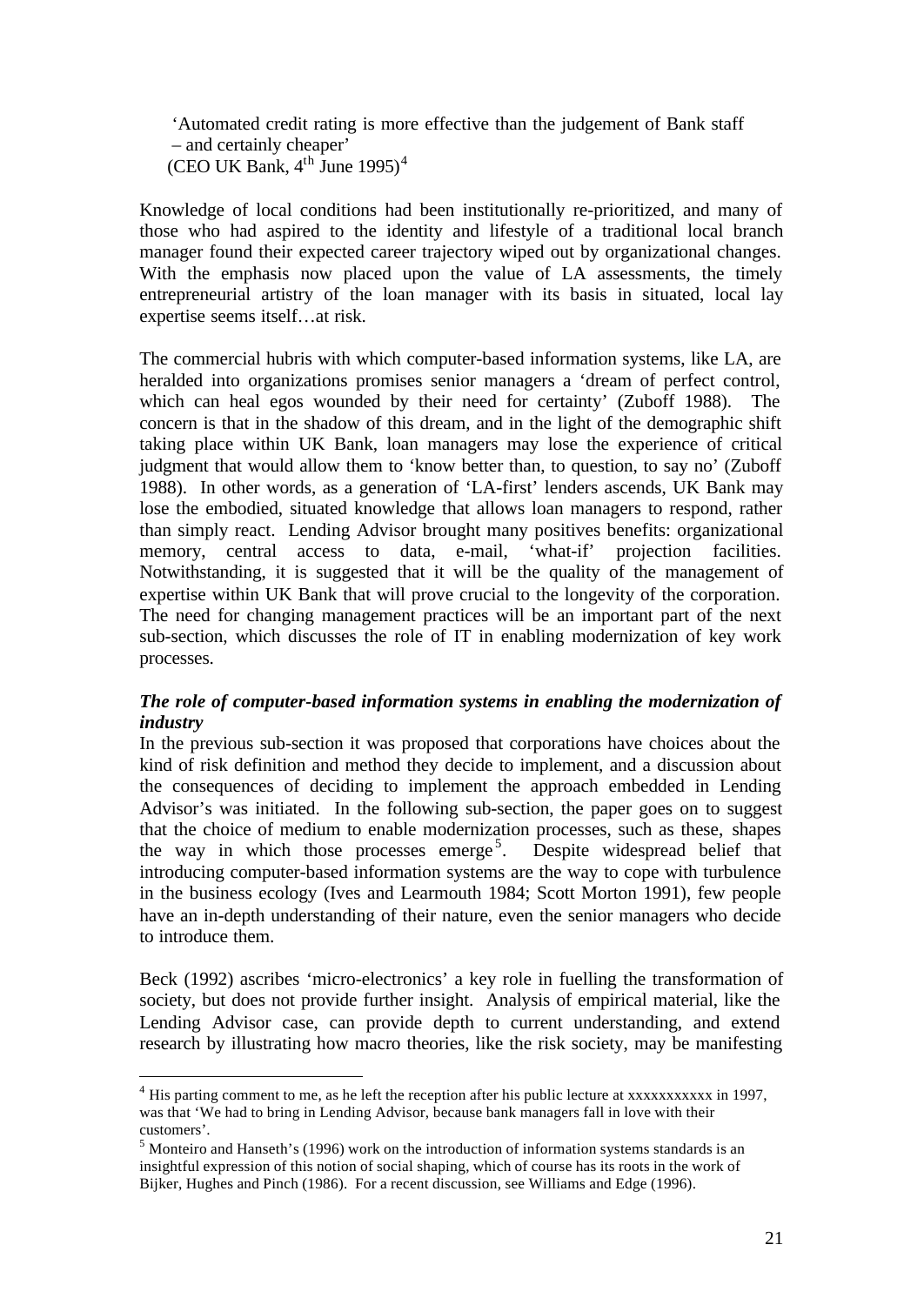> 'Automated credit rating is more effective than the judgement of Bank staff – and certainly cheaper'
> (CEO UK Bank, 4th June 1995)[4]

Knowledge of local conditions had been institutionally re-prioritized, and many of those who had aspired to the identity and lifestyle of a traditional local branch manager found their expected career trajectory wiped out by organizational changes. With the emphasis now placed upon the value of LA assessments, the timely entrepreneurial artistry of the loan manager with its basis in situated, local lay expertise seems itself…at risk.

The commercial hubris with which computer-based information systems, like LA, are heralded into organizations promises senior managers a 'dream of perfect control, which can heal egos wounded by their need for certainty' (Zuboff 1988). The concern is that in the shadow of this dream, and in the light of the demographic shift taking place within UK Bank, loan managers may lose the experience of critical judgment that would allow them to 'know better than, to question, to say no' (Zuboff 1988). In other words, as a generation of 'LA-first' lenders ascends, UK Bank may lose the embodied, situated knowledge that allows loan managers to respond, rather than simply react. Lending Advisor brought many positives benefits: organizational memory, central access to data, e-mail, 'what-if' projection facilities. Notwithstanding, it is suggested that it will be the quality of the management of expertise within UK Bank that will prove crucial to the longevity of the corporation. The need for changing management practices will be an important part of the next sub-section, which discusses the role of IT in enabling modernization of key work processes.

***The role of computer-based information systems in enabling the modernization of industry***

In the previous sub-section it was proposed that corporations have choices about the kind of risk definition and method they decide to implement, and a discussion about the consequences of deciding to implement the approach embedded in Lending Advisor's was initiated. In the following sub-section, the paper goes on to suggest that the choice of medium to enable modernization processes, such as these, shapes the way in which those processes emerge[5]. Despite widespread belief that introducing computer-based information systems are the way to cope with turbulence in the business ecology (Ives and Learmouth 1984; Scott Morton 1991), few people have an in-depth understanding of their nature, even the senior managers who decide to introduce them.

Beck (1992) ascribes 'micro-electronics' a key role in fuelling the transformation of society, but does not provide further insight. Analysis of empirical material, like the Lending Advisor case, can provide depth to current understanding, and extend research by illustrating how macro theories, like the risk society, may be manifesting

---

[4] His parting comment to me, as he left the reception after his public lecture at xxxxxxxxxxx in 1997, was that 'We had to bring in Lending Advisor, because bank managers fall in love with their customers'.

[5] Monteiro and Hanseth's (1996) work on the introduction of information systems standards is an insightful expression of this notion of social shaping, which of course has its roots in the work of Bijker, Hughes and Pinch (1986). For a recent discussion, see Williams and Edge (1996).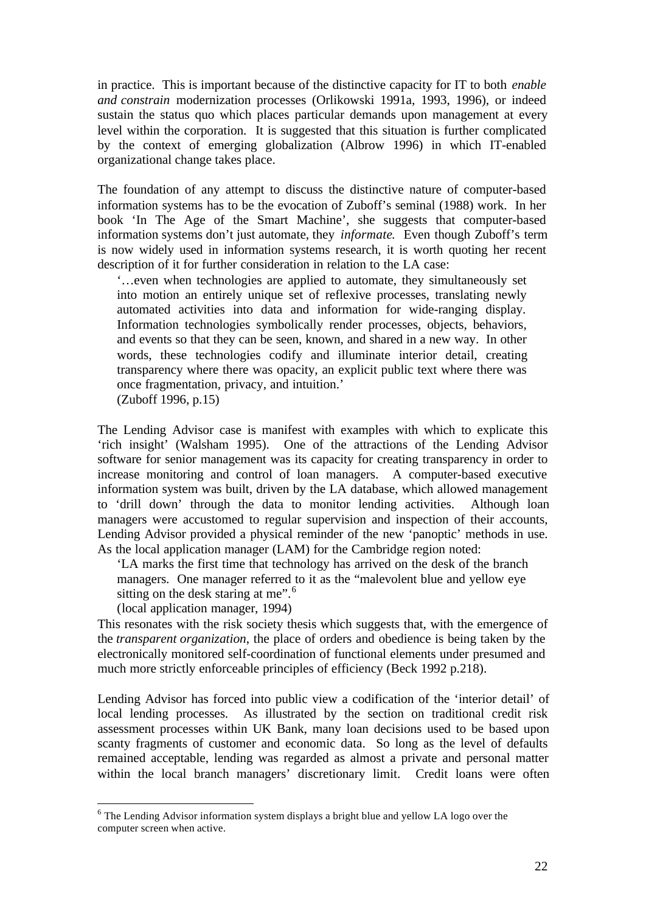in practice. This is important because of the distinctive capacity for IT to both *enable and constrain* modernization processes (Orlikowski 1991a, 1993, 1996), or indeed sustain the status quo which places particular demands upon management at every level within the corporation. It is suggested that this situation is further complicated by the context of emerging globalization (Albrow 1996) in which IT-enabled organizational change takes place.

The foundation of any attempt to discuss the distinctive nature of computer-based information systems has to be the evocation of Zuboff's seminal (1988) work. In her book 'In The Age of the Smart Machine', she suggests that computer-based information systems don't just automate, they *informate.* Even though Zuboff's term is now widely used in information systems research, it is worth quoting her recent description of it for further consideration in relation to the LA case:

> '…even when technologies are applied to automate, they simultaneously set into motion an entirely unique set of reflexive processes, translating newly automated activities into data and information for wide-ranging display. Information technologies symbolically render processes, objects, behaviors, and events so that they can be seen, known, and shared in a new way. In other words, these technologies codify and illuminate interior detail, creating transparency where there was opacity, an explicit public text where there was once fragmentation, privacy, and intuition.'
> (Zuboff 1996, p.15)

The Lending Advisor case is manifest with examples with which to explicate this 'rich insight' (Walsham 1995). One of the attractions of the Lending Advisor software for senior management was its capacity for creating transparency in order to increase monitoring and control of loan managers. A computer-based executive information system was built, driven by the LA database, which allowed management to 'drill down' through the data to monitor lending activities. Although loan managers were accustomed to regular supervision and inspection of their accounts, Lending Advisor provided a physical reminder of the new 'panoptic' methods in use. As the local application manager (LAM) for the Cambridge region noted:

> 'LA marks the first time that technology has arrived on the desk of the branch managers. One manager referred to it as the "malevolent blue and yellow eye sitting on the desk staring at me".[6]
> (local application manager, 1994)

This resonates with the risk society thesis which suggests that, with the emergence of the *transparent organization*, the place of orders and obedience is being taken by the electronically monitored self-coordination of functional elements under presumed and much more strictly enforceable principles of efficiency (Beck 1992 p.218).

Lending Advisor has forced into public view a codification of the 'interior detail' of local lending processes. As illustrated by the section on traditional credit risk assessment processes within UK Bank, many loan decisions used to be based upon scanty fragments of customer and economic data. So long as the level of defaults remained acceptable, lending was regarded as almost a private and personal matter within the local branch managers' discretionary limit. Credit loans were often

[6] The Lending Advisor information system displays a bright blue and yellow LA logo over the computer screen when active.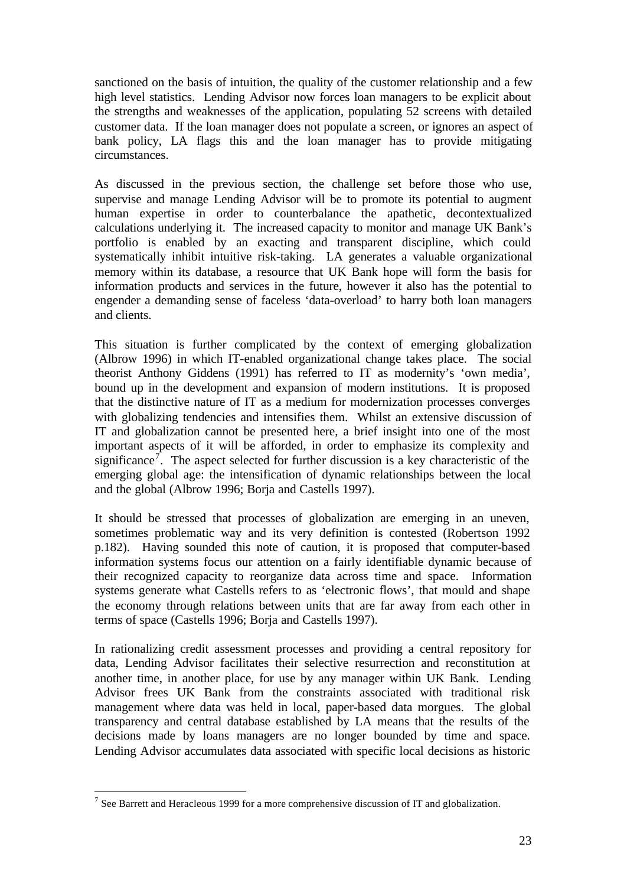sanctioned on the basis of intuition, the quality of the customer relationship and a few high level statistics. Lending Advisor now forces loan managers to be explicit about the strengths and weaknesses of the application, populating 52 screens with detailed customer data. If the loan manager does not populate a screen, or ignores an aspect of bank policy, LA flags this and the loan manager has to provide mitigating circumstances.

As discussed in the previous section, the challenge set before those who use, supervise and manage Lending Advisor will be to promote its potential to augment human expertise in order to counterbalance the apathetic, decontextualized calculations underlying it. The increased capacity to monitor and manage UK Bank's portfolio is enabled by an exacting and transparent discipline, which could systematically inhibit intuitive risk-taking. LA generates a valuable organizational memory within its database, a resource that UK Bank hope will form the basis for information products and services in the future, however it also has the potential to engender a demanding sense of faceless 'data-overload' to harry both loan managers and clients.

This situation is further complicated by the context of emerging globalization (Albrow 1996) in which IT-enabled organizational change takes place. The social theorist Anthony Giddens (1991) has referred to IT as modernity's 'own media', bound up in the development and expansion of modern institutions. It is proposed that the distinctive nature of IT as a medium for modernization processes converges with globalizing tendencies and intensifies them. Whilst an extensive discussion of IT and globalization cannot be presented here, a brief insight into one of the most important aspects of it will be afforded, in order to emphasize its complexity and significance[7]. The aspect selected for further discussion is a key characteristic of the emerging global age: the intensification of dynamic relationships between the local and the global (Albrow 1996; Borja and Castells 1997).

It should be stressed that processes of globalization are emerging in an uneven, sometimes problematic way and its very definition is contested (Robertson 1992 p.182). Having sounded this note of caution, it is proposed that computer-based information systems focus our attention on a fairly identifiable dynamic because of their recognized capacity to reorganize data across time and space. Information systems generate what Castells refers to as 'electronic flows', that mould and shape the economy through relations between units that are far away from each other in terms of space (Castells 1996; Borja and Castells 1997).

In rationalizing credit assessment processes and providing a central repository for data, Lending Advisor facilitates their selective resurrection and reconstitution at another time, in another place, for use by any manager within UK Bank. Lending Advisor frees UK Bank from the constraints associated with traditional risk management where data was held in local, paper-based data morgues. The global transparency and central database established by LA means that the results of the decisions made by loans managers are no longer bounded by time and space. Lending Advisor accumulates data associated with specific local decisions as historic

[7] See Barrett and Heracleous 1999 for a more comprehensive discussion of IT and globalization.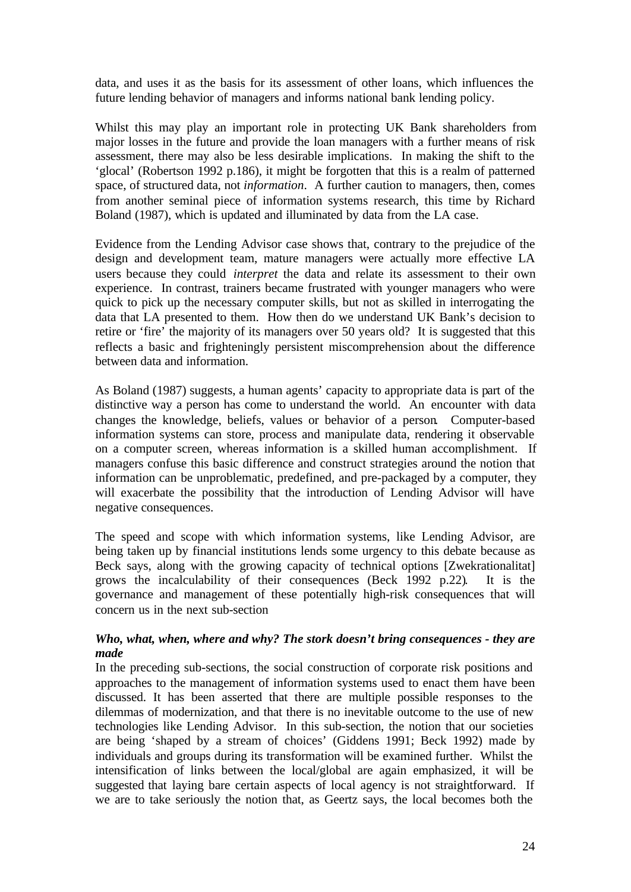data, and uses it as the basis for its assessment of other loans, which influences the future lending behavior of managers and informs national bank lending policy.

Whilst this may play an important role in protecting UK Bank shareholders from major losses in the future and provide the loan managers with a further means of risk assessment, there may also be less desirable implications. In making the shift to the 'glocal' (Robertson 1992 p.186), it might be forgotten that this is a realm of patterned space, of structured data, not *information*. A further caution to managers, then, comes from another seminal piece of information systems research, this time by Richard Boland (1987), which is updated and illuminated by data from the LA case.

Evidence from the Lending Advisor case shows that, contrary to the prejudice of the design and development team, mature managers were actually more effective LA users because they could *interpret* the data and relate its assessment to their own experience. In contrast, trainers became frustrated with younger managers who were quick to pick up the necessary computer skills, but not as skilled in interrogating the data that LA presented to them. How then do we understand UK Bank's decision to retire or 'fire' the majority of its managers over 50 years old? It is suggested that this reflects a basic and frighteningly persistent miscomprehension about the difference between data and information.

As Boland (1987) suggests, a human agents' capacity to appropriate data is part of the distinctive way a person has come to understand the world. An encounter with data changes the knowledge, beliefs, values or behavior of a person. Computer-based information systems can store, process and manipulate data, rendering it observable on a computer screen, whereas information is a skilled human accomplishment. If managers confuse this basic difference and construct strategies around the notion that information can be unproblematic, predefined, and pre-packaged by a computer, they will exacerbate the possibility that the introduction of Lending Advisor will have negative consequences.

The speed and scope with which information systems, like Lending Advisor, are being taken up by financial institutions lends some urgency to this debate because as Beck says, along with the growing capacity of technical options [Zwekrationalitat] grows the incalculability of their consequences (Beck 1992 p.22). It is the governance and management of these potentially high-risk consequences that will concern us in the next sub-section

***Who, what, when, where and why? The stork doesn't bring consequences - they are made***

In the preceding sub-sections, the social construction of corporate risk positions and approaches to the management of information systems used to enact them have been discussed. It has been asserted that there are multiple possible responses to the dilemmas of modernization, and that there is no inevitable outcome to the use of new technologies like Lending Advisor. In this sub-section, the notion that our societies are being 'shaped by a stream of choices' (Giddens 1991; Beck 1992) made by individuals and groups during its transformation will be examined further. Whilst the intensification of links between the local/global are again emphasized, it will be suggested that laying bare certain aspects of local agency is not straightforward. If we are to take seriously the notion that, as Geertz says, the local becomes both the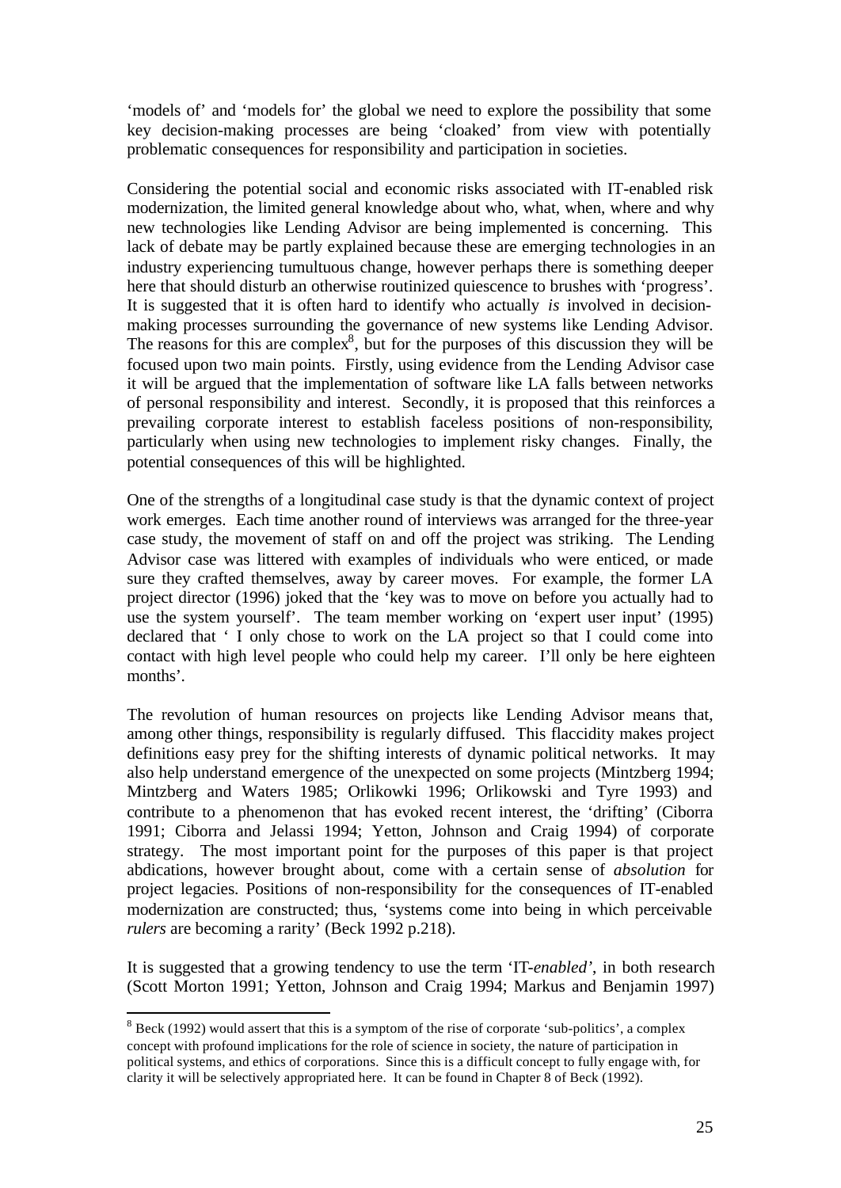'models of' and 'models for' the global we need to explore the possibility that some key decision-making processes are being 'cloaked' from view with potentially problematic consequences for responsibility and participation in societies.

Considering the potential social and economic risks associated with IT-enabled risk modernization, the limited general knowledge about who, what, when, where and why new technologies like Lending Advisor are being implemented is concerning. This lack of debate may be partly explained because these are emerging technologies in an industry experiencing tumultuous change, however perhaps there is something deeper here that should disturb an otherwise routinized quiescence to brushes with 'progress'. It is suggested that it is often hard to identify who actually *is* involved in decision-making processes surrounding the governance of new systems like Lending Advisor. The reasons for this are complex[8], but for the purposes of this discussion they will be focused upon two main points. Firstly, using evidence from the Lending Advisor case it will be argued that the implementation of software like LA falls between networks of personal responsibility and interest. Secondly, it is proposed that this reinforces a prevailing corporate interest to establish faceless positions of non-responsibility, particularly when using new technologies to implement risky changes. Finally, the potential consequences of this will be highlighted.

One of the strengths of a longitudinal case study is that the dynamic context of project work emerges. Each time another round of interviews was arranged for the three-year case study, the movement of staff on and off the project was striking. The Lending Advisor case was littered with examples of individuals who were enticed, or made sure they crafted themselves, away by career moves. For example, the former LA project director (1996) joked that the 'key was to move on before you actually had to use the system yourself'. The team member working on 'expert user input' (1995) declared that ' I only chose to work on the LA project so that I could come into contact with high level people who could help my career. I'll only be here eighteen months'.

The revolution of human resources on projects like Lending Advisor means that, among other things, responsibility is regularly diffused. This flaccidity makes project definitions easy prey for the shifting interests of dynamic political networks. It may also help understand emergence of the unexpected on some projects (Mintzberg 1994; Mintzberg and Waters 1985; Orlikowki 1996; Orlikowski and Tyre 1993) and contribute to a phenomenon that has evoked recent interest, the 'drifting' (Ciborra 1991; Ciborra and Jelassi 1994; Yetton, Johnson and Craig 1994) of corporate strategy. The most important point for the purposes of this paper is that project abdications, however brought about, come with a certain sense of *absolution* for project legacies. Positions of non-responsibility for the consequences of IT-enabled modernization are constructed; thus, 'systems come into being in which perceivable *rulers* are becoming a rarity' (Beck 1992 p.218).

It is suggested that a growing tendency to use the term 'IT-*enabled*', in both research (Scott Morton 1991; Yetton, Johnson and Craig 1994; Markus and Benjamin 1997)

[8] Beck (1992) would assert that this is a symptom of the rise of corporate 'sub-politics', a complex concept with profound implications for the role of science in society, the nature of participation in political systems, and ethics of corporations. Since this is a difficult concept to fully engage with, for clarity it will be selectively appropriated here. It can be found in Chapter 8 of Beck (1992).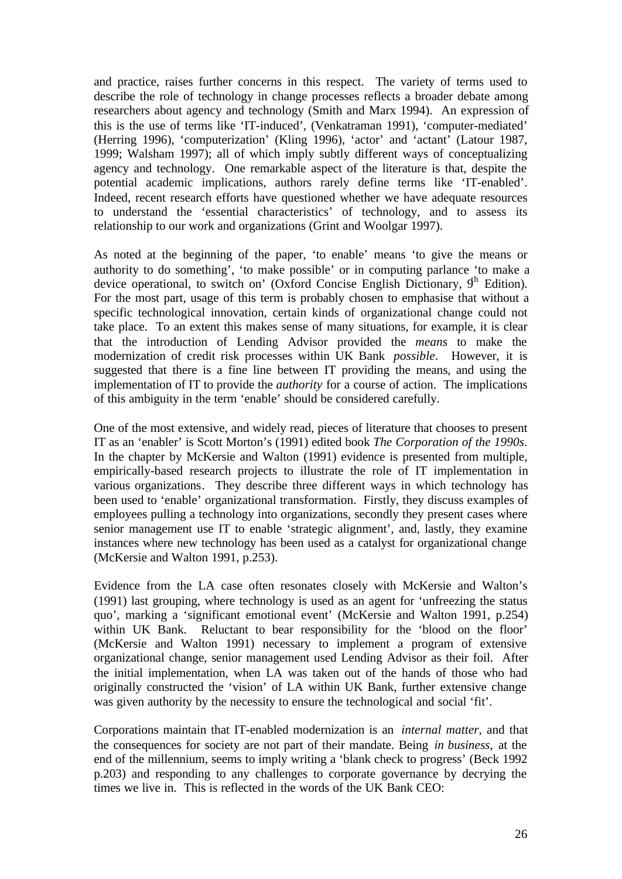and practice, raises further concerns in this respect. The variety of terms used to describe the role of technology in change processes reflects a broader debate among researchers about agency and technology (Smith and Marx 1994). An expression of this is the use of terms like 'IT-induced', (Venkatraman 1991), 'computer-mediated' (Herring 1996), 'computerization' (Kling 1996), 'actor' and 'actant' (Latour 1987, 1999; Walsham 1997); all of which imply subtly different ways of conceptualizing agency and technology. One remarkable aspect of the literature is that, despite the potential academic implications, authors rarely define terms like 'IT-enabled'. Indeed, recent research efforts have questioned whether we have adequate resources to understand the 'essential characteristics' of technology, and to assess its relationship to our work and organizations (Grint and Woolgar 1997).

As noted at the beginning of the paper, 'to enable' means 'to give the means or authority to do something', 'to make possible' or in computing parlance 'to make a device operational, to switch on' (Oxford Concise English Dictionary, 9th Edition). For the most part, usage of this term is probably chosen to emphasise that without a specific technological innovation, certain kinds of organizational change could not take place. To an extent this makes sense of many situations, for example, it is clear that the introduction of Lending Advisor provided the *means* to make the modernization of credit risk processes within UK Bank *possible*. However, it is suggested that there is a fine line between IT providing the means, and using the implementation of IT to provide the *authority* for a course of action. The implications of this ambiguity in the term 'enable' should be considered carefully.

One of the most extensive, and widely read, pieces of literature that chooses to present IT as an 'enabler' is Scott Morton's (1991) edited book *The Corporation of the 1990s*. In the chapter by McKersie and Walton (1991) evidence is presented from multiple, empirically-based research projects to illustrate the role of IT implementation in various organizations. They describe three different ways in which technology has been used to 'enable' organizational transformation. Firstly, they discuss examples of employees pulling a technology into organizations, secondly they present cases where senior management use IT to enable 'strategic alignment', and, lastly, they examine instances where new technology has been used as a catalyst for organizational change (McKersie and Walton 1991, p.253).

Evidence from the LA case often resonates closely with McKersie and Walton's (1991) last grouping, where technology is used as an agent for 'unfreezing the status quo', marking a 'significant emotional event' (McKersie and Walton 1991, p.254) within UK Bank. Reluctant to bear responsibility for the 'blood on the floor' (McKersie and Walton 1991) necessary to implement a program of extensive organizational change, senior management used Lending Advisor as their foil. After the initial implementation, when LA was taken out of the hands of those who had originally constructed the 'vision' of LA within UK Bank, further extensive change was given authority by the necessity to ensure the technological and social 'fit'.

Corporations maintain that IT-enabled modernization is an *internal matter*, and that the consequences for society are not part of their mandate. Being *in business*, at the end of the millennium, seems to imply writing a 'blank check to progress' (Beck 1992 p.203) and responding to any challenges to corporate governance by decrying the times we live in. This is reflected in the words of the UK Bank CEO: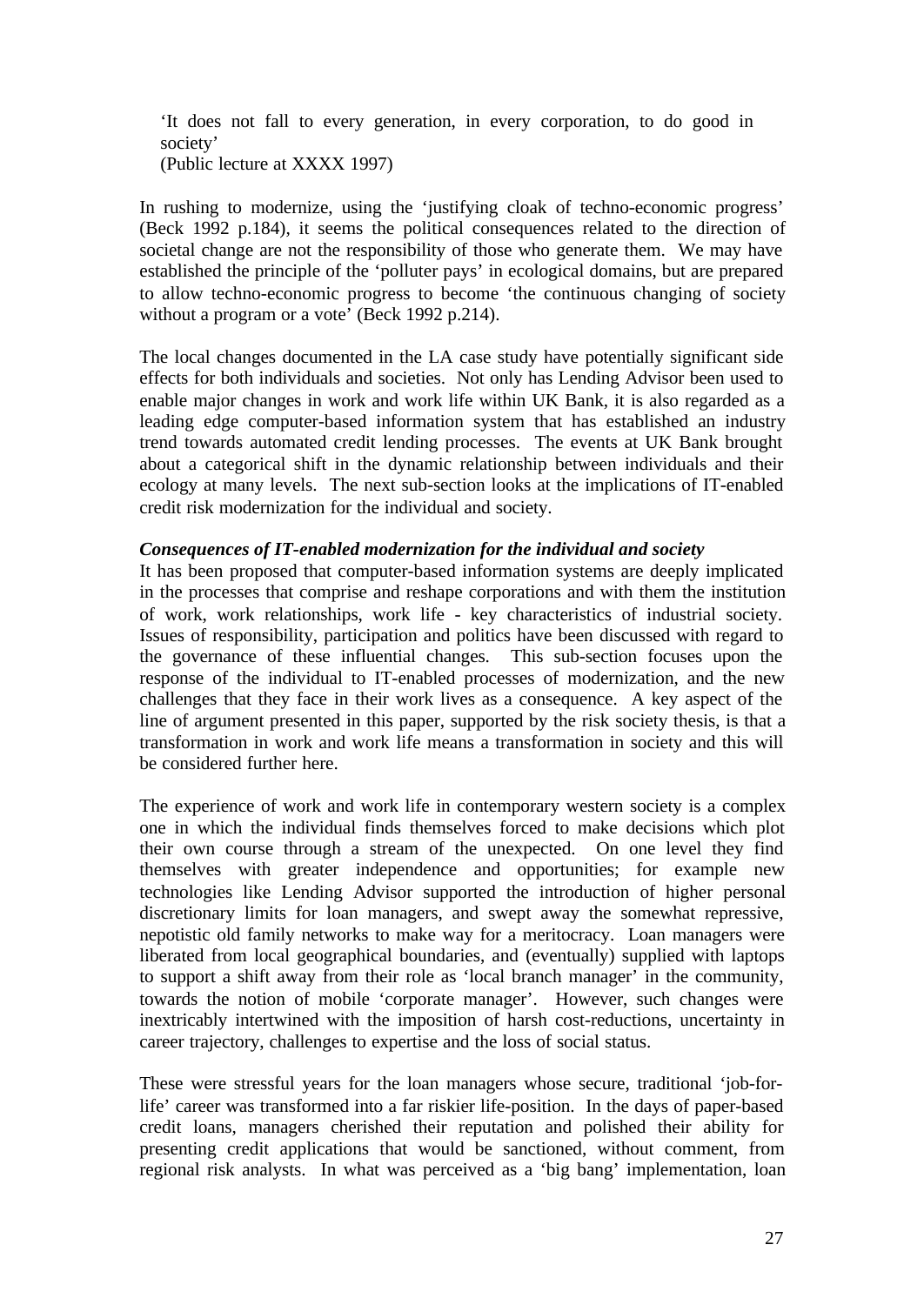> 'It does not fall to every generation, in every corporation, to do good in society'
> (Public lecture at XXXX 1997)

In rushing to modernize, using the 'justifying cloak of techno-economic progress' (Beck 1992 p.184), it seems the political consequences related to the direction of societal change are not the responsibility of those who generate them. We may have established the principle of the 'polluter pays' in ecological domains, but are prepared to allow techno-economic progress to become 'the continuous changing of society without a program or a vote' (Beck 1992 p.214).

The local changes documented in the LA case study have potentially significant side effects for both individuals and societies. Not only has Lending Advisor been used to enable major changes in work and work life within UK Bank, it is also regarded as a leading edge computer-based information system that has established an industry trend towards automated credit lending processes. The events at UK Bank brought about a categorical shift in the dynamic relationship between individuals and their ecology at many levels. The next sub-section looks at the implications of IT-enabled credit risk modernization for the individual and society.

***Consequences of IT-enabled modernization for the individual and society***

It has been proposed that computer-based information systems are deeply implicated in the processes that comprise and reshape corporations and with them the institution of work, work relationships, work life - key characteristics of industrial society. Issues of responsibility, participation and politics have been discussed with regard to the governance of these influential changes. This sub-section focuses upon the response of the individual to IT-enabled processes of modernization, and the new challenges that they face in their work lives as a consequence. A key aspect of the line of argument presented in this paper, supported by the risk society thesis, is that a transformation in work and work life means a transformation in society and this will be considered further here.

The experience of work and work life in contemporary western society is a complex one in which the individual finds themselves forced to make decisions which plot their own course through a stream of the unexpected. On one level they find themselves with greater independence and opportunities; for example new technologies like Lending Advisor supported the introduction of higher personal discretionary limits for loan managers, and swept away the somewhat repressive, nepotistic old family networks to make way for a meritocracy. Loan managers were liberated from local geographical boundaries, and (eventually) supplied with laptops to support a shift away from their role as 'local branch manager' in the community, towards the notion of mobile 'corporate manager'. However, such changes were inextricably intertwined with the imposition of harsh cost-reductions, uncertainty in career trajectory, challenges to expertise and the loss of social status.

These were stressful years for the loan managers whose secure, traditional 'job-for-life' career was transformed into a far riskier life-position. In the days of paper-based credit loans, managers cherished their reputation and polished their ability for presenting credit applications that would be sanctioned, without comment, from regional risk analysts. In what was perceived as a 'big bang' implementation, loan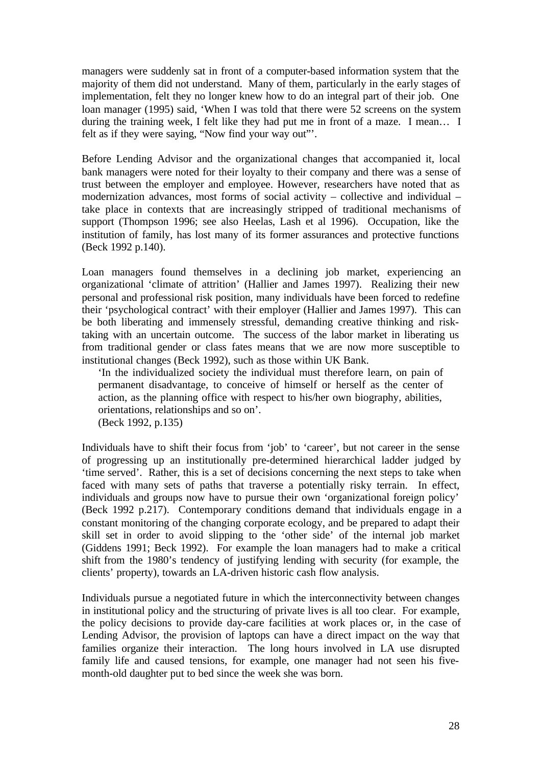managers were suddenly sat in front of a computer-based information system that the majority of them did not understand. Many of them, particularly in the early stages of implementation, felt they no longer knew how to do an integral part of their job. One loan manager (1995) said, 'When I was told that there were 52 screens on the system during the training week, I felt like they had put me in front of a maze. I mean… I felt as if they were saying, "Now find your way out"'.

Before Lending Advisor and the organizational changes that accompanied it, local bank managers were noted for their loyalty to their company and there was a sense of trust between the employer and employee. However, researchers have noted that as modernization advances, most forms of social activity – collective and individual – take place in contexts that are increasingly stripped of traditional mechanisms of support (Thompson 1996; see also Heelas, Lash et al 1996). Occupation, like the institution of family, has lost many of its former assurances and protective functions (Beck 1992 p.140).

Loan managers found themselves in a declining job market, experiencing an organizational 'climate of attrition' (Hallier and James 1997). Realizing their new personal and professional risk position, many individuals have been forced to redefine their 'psychological contract' with their employer (Hallier and James 1997). This can be both liberating and immensely stressful, demanding creative thinking and risk-taking with an uncertain outcome. The success of the labor market in liberating us from traditional gender or class fates means that we are now more susceptible to institutional changes (Beck 1992), such as those within UK Bank.

> 'In the individualized society the individual must therefore learn, on pain of permanent disadvantage, to conceive of himself or herself as the center of action, as the planning office with respect to his/her own biography, abilities, orientations, relationships and so on'.
> (Beck 1992, p.135)

Individuals have to shift their focus from 'job' to 'career', but not career in the sense of progressing up an institutionally pre-determined hierarchical ladder judged by 'time served'. Rather, this is a set of decisions concerning the next steps to take when faced with many sets of paths that traverse a potentially risky terrain. In effect, individuals and groups now have to pursue their own 'organizational foreign policy' (Beck 1992 p.217). Contemporary conditions demand that individuals engage in a constant monitoring of the changing corporate ecology, and be prepared to adapt their skill set in order to avoid slipping to the 'other side' of the internal job market (Giddens 1991; Beck 1992). For example the loan managers had to make a critical shift from the 1980's tendency of justifying lending with security (for example, the clients' property), towards an LA-driven historic cash flow analysis.

Individuals pursue a negotiated future in which the interconnectivity between changes in institutional policy and the structuring of private lives is all too clear. For example, the policy decisions to provide day-care facilities at work places or, in the case of Lending Advisor, the provision of laptops can have a direct impact on the way that families organize their interaction. The long hours involved in LA use disrupted family life and caused tensions, for example, one manager had not seen his five-month-old daughter put to bed since the week she was born.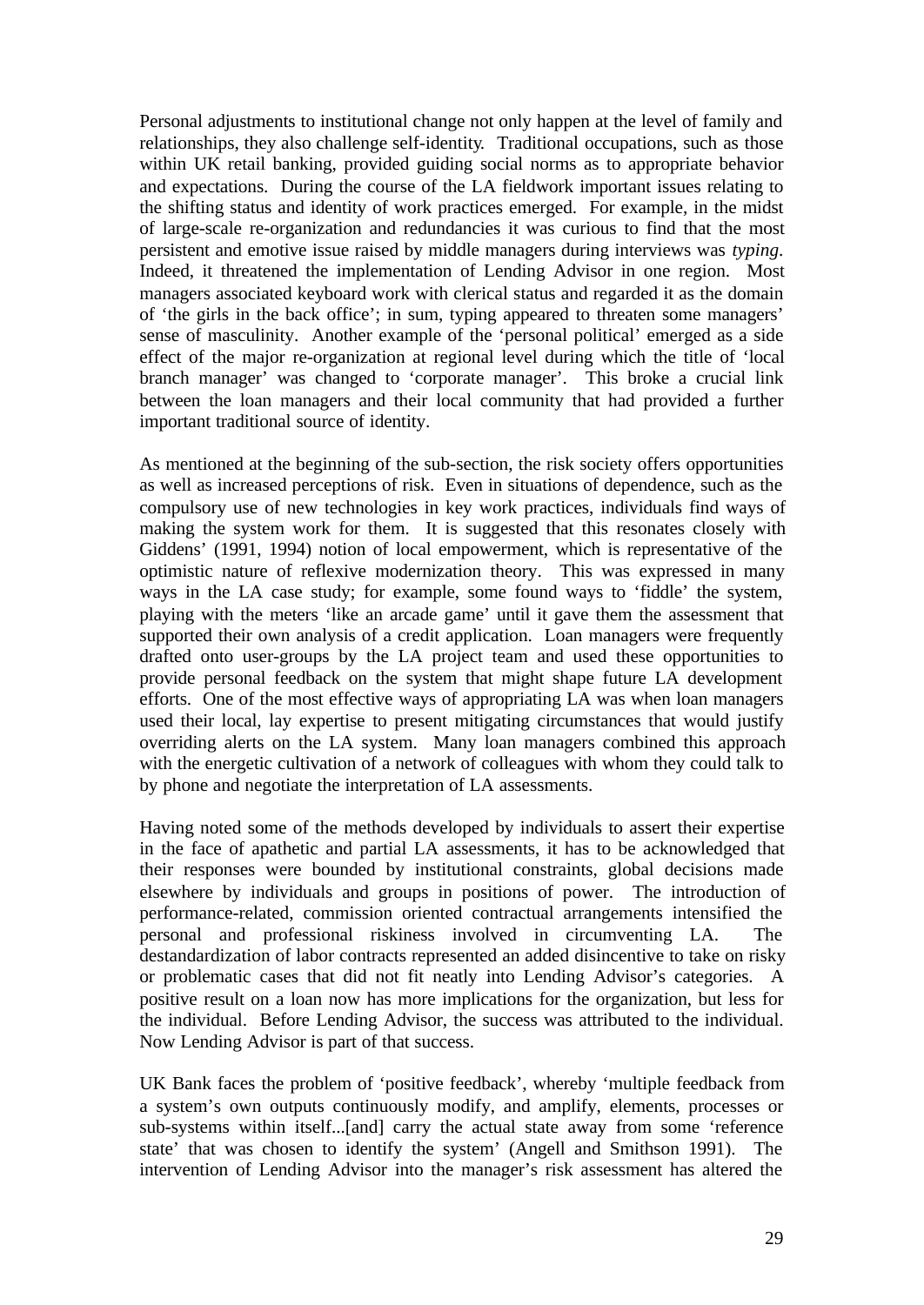Personal adjustments to institutional change not only happen at the level of family and relationships, they also challenge self-identity. Traditional occupations, such as those within UK retail banking, provided guiding social norms as to appropriate behavior and expectations. During the course of the LA fieldwork important issues relating to the shifting status and identity of work practices emerged. For example, in the midst of large-scale re-organization and redundancies it was curious to find that the most persistent and emotive issue raised by middle managers during interviews was *typing*. Indeed, it threatened the implementation of Lending Advisor in one region. Most managers associated keyboard work with clerical status and regarded it as the domain of 'the girls in the back office'; in sum, typing appeared to threaten some managers' sense of masculinity. Another example of the 'personal political' emerged as a side effect of the major re-organization at regional level during which the title of 'local branch manager' was changed to 'corporate manager'. This broke a crucial link between the loan managers and their local community that had provided a further important traditional source of identity.

As mentioned at the beginning of the sub-section, the risk society offers opportunities as well as increased perceptions of risk. Even in situations of dependence, such as the compulsory use of new technologies in key work practices, individuals find ways of making the system work for them. It is suggested that this resonates closely with Giddens' (1991, 1994) notion of local empowerment, which is representative of the optimistic nature of reflexive modernization theory. This was expressed in many ways in the LA case study; for example, some found ways to 'fiddle' the system, playing with the meters 'like an arcade game' until it gave them the assessment that supported their own analysis of a credit application. Loan managers were frequently drafted onto user-groups by the LA project team and used these opportunities to provide personal feedback on the system that might shape future LA development efforts. One of the most effective ways of appropriating LA was when loan managers used their local, lay expertise to present mitigating circumstances that would justify overriding alerts on the LA system. Many loan managers combined this approach with the energetic cultivation of a network of colleagues with whom they could talk to by phone and negotiate the interpretation of LA assessments.

Having noted some of the methods developed by individuals to assert their expertise in the face of apathetic and partial LA assessments, it has to be acknowledged that their responses were bounded by institutional constraints, global decisions made elsewhere by individuals and groups in positions of power. The introduction of performance-related, commission oriented contractual arrangements intensified the personal and professional riskiness involved in circumventing LA. The destandardization of labor contracts represented an added disincentive to take on risky or problematic cases that did not fit neatly into Lending Advisor's categories. A positive result on a loan now has more implications for the organization, but less for the individual. Before Lending Advisor, the success was attributed to the individual. Now Lending Advisor is part of that success.

UK Bank faces the problem of 'positive feedback', whereby 'multiple feedback from a system's own outputs continuously modify, and amplify, elements, processes or sub-systems within itself...[and] carry the actual state away from some 'reference state' that was chosen to identify the system' (Angell and Smithson 1991). The intervention of Lending Advisor into the manager's risk assessment has altered the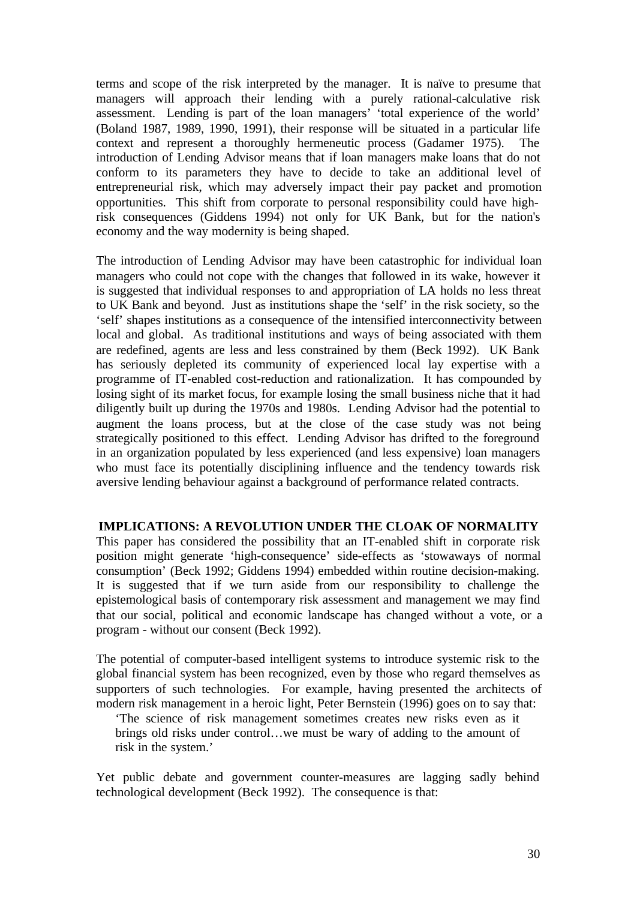terms and scope of the risk interpreted by the manager. It is naïve to presume that managers will approach their lending with a purely rational-calculative risk assessment. Lending is part of the loan managers' 'total experience of the world' (Boland 1987, 1989, 1990, 1991), their response will be situated in a particular life context and represent a thoroughly hermeneutic process (Gadamer 1975). The introduction of Lending Advisor means that if loan managers make loans that do not conform to its parameters they have to decide to take an additional level of entrepreneurial risk, which may adversely impact their pay packet and promotion opportunities. This shift from corporate to personal responsibility could have high-risk consequences (Giddens 1994) not only for UK Bank, but for the nation's economy and the way modernity is being shaped.

The introduction of Lending Advisor may have been catastrophic for individual loan managers who could not cope with the changes that followed in its wake, however it is suggested that individual responses to and appropriation of LA holds no less threat to UK Bank and beyond. Just as institutions shape the 'self' in the risk society, so the 'self' shapes institutions as a consequence of the intensified interconnectivity between local and global. As traditional institutions and ways of being associated with them are redefined, agents are less and less constrained by them (Beck 1992). UK Bank has seriously depleted its community of experienced local lay expertise with a programme of IT-enabled cost-reduction and rationalization. It has compounded by losing sight of its market focus, for example losing the small business niche that it had diligently built up during the 1970s and 1980s. Lending Advisor had the potential to augment the loans process, but at the close of the case study was not being strategically positioned to this effect. Lending Advisor has drifted to the foreground in an organization populated by less experienced (and less expensive) loan managers who must face its potentially disciplining influence and the tendency towards risk aversive lending behaviour against a background of performance related contracts.

## IMPLICATIONS: A REVOLUTION UNDER THE CLOAK OF NORMALITY

This paper has considered the possibility that an IT-enabled shift in corporate risk position might generate 'high-consequence' side-effects as 'stowaways of normal consumption' (Beck 1992; Giddens 1994) embedded within routine decision-making. It is suggested that if we turn aside from our responsibility to challenge the epistemological basis of contemporary risk assessment and management we may find that our social, political and economic landscape has changed without a vote, or a program - without our consent (Beck 1992).

The potential of computer-based intelligent systems to introduce systemic risk to the global financial system has been recognized, even by those who regard themselves as supporters of such technologies. For example, having presented the architects of modern risk management in a heroic light, Peter Bernstein (1996) goes on to say that:

> 'The science of risk management sometimes creates new risks even as it brings old risks under control…we must be wary of adding to the amount of risk in the system.'

Yet public debate and government counter-measures are lagging sadly behind technological development (Beck 1992). The consequence is that: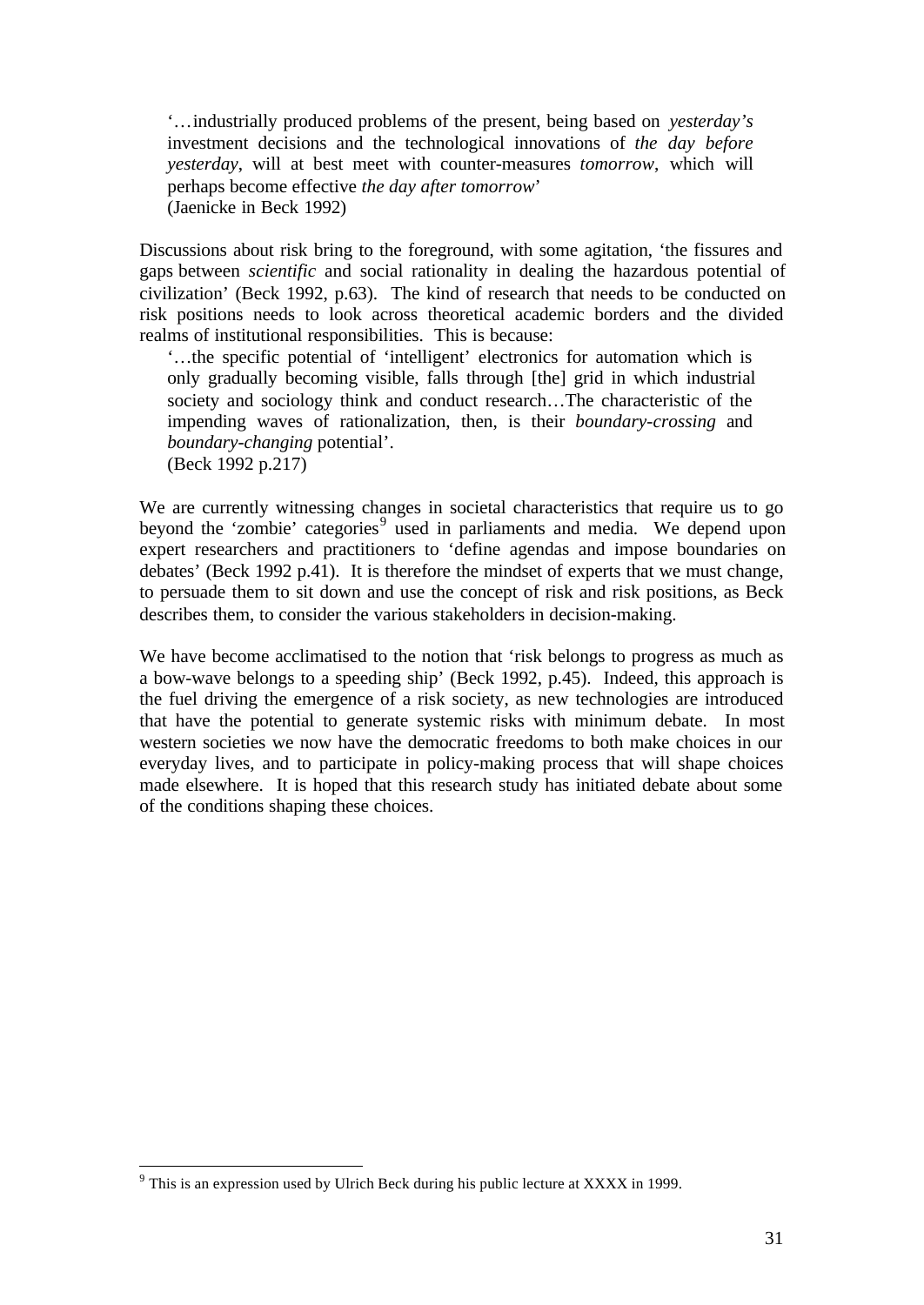> '…industrially produced problems of the present, being based on *yesterday's* investment decisions and the technological innovations of *the day before yesterday*, will at best meet with counter-measures *tomorrow*, which will perhaps become effective *the day after tomorrow*'
> (Jaenicke in Beck 1992)

Discussions about risk bring to the foreground, with some agitation, 'the fissures and gaps between *scientific* and social rationality in dealing the hazardous potential of civilization' (Beck 1992, p.63). The kind of research that needs to be conducted on risk positions needs to look across theoretical academic borders and the divided realms of institutional responsibilities. This is because:

> '…the specific potential of 'intelligent' electronics for automation which is only gradually becoming visible, falls through [the] grid in which industrial society and sociology think and conduct research…The characteristic of the impending waves of rationalization, then, is their *boundary-crossing* and *boundary-changing* potential'.
> (Beck 1992 p.217)

We are currently witnessing changes in societal characteristics that require us to go beyond the 'zombie' categories[9] used in parliaments and media. We depend upon expert researchers and practitioners to 'define agendas and impose boundaries on debates' (Beck 1992 p.41). It is therefore the mindset of experts that we must change, to persuade them to sit down and use the concept of risk and risk positions, as Beck describes them, to consider the various stakeholders in decision-making.

We have become acclimatised to the notion that 'risk belongs to progress as much as a bow-wave belongs to a speeding ship' (Beck 1992, p.45). Indeed, this approach is the fuel driving the emergence of a risk society, as new technologies are introduced that have the potential to generate systemic risks with minimum debate. In most western societies we now have the democratic freedoms to both make choices in our everyday lives, and to participate in policy-making process that will shape choices made elsewhere. It is hoped that this research study has initiated debate about some of the conditions shaping these choices.

---

[9] This is an expression used by Ulrich Beck during his public lecture at XXXX in 1999.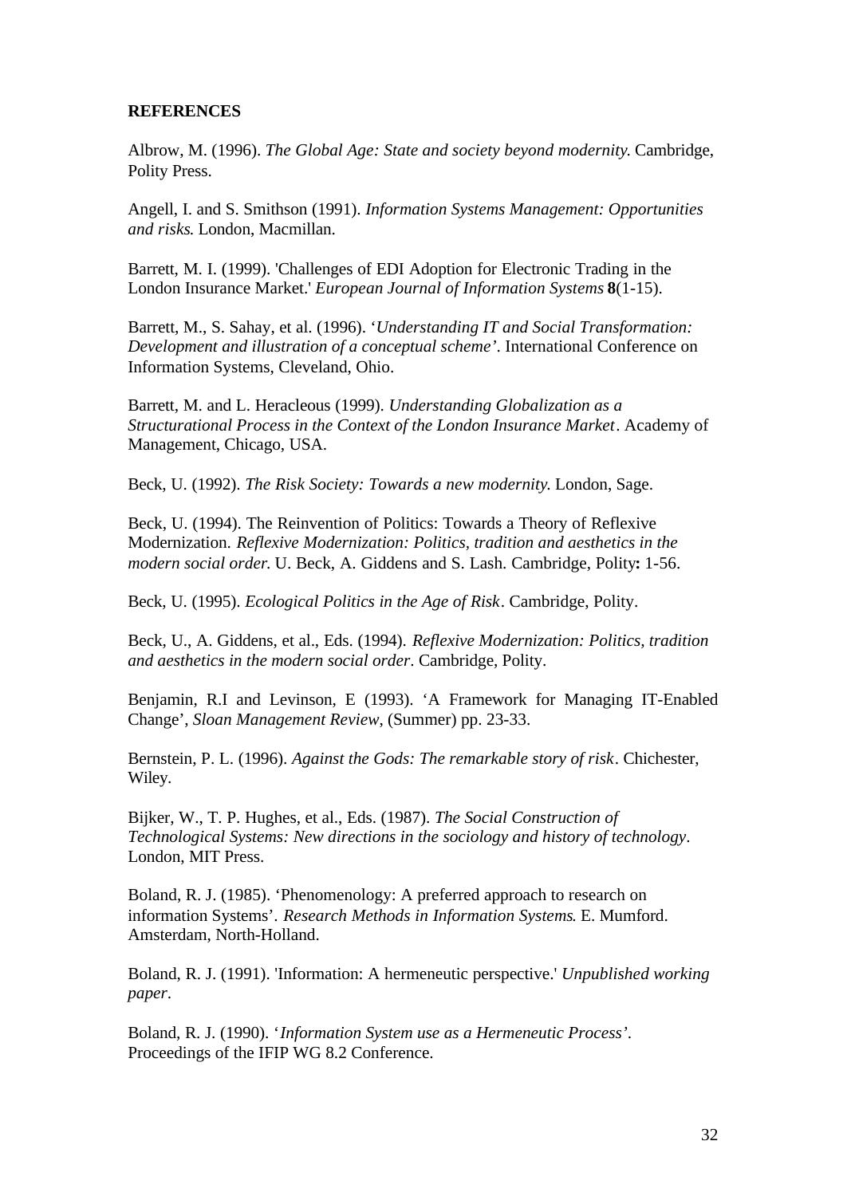**REFERENCES**

Albrow, M. (1996). *The Global Age: State and society beyond modernity*. Cambridge, Polity Press.

Angell, I. and S. Smithson (1991). *Information Systems Management: Opportunities and risks*. London, Macmillan.

Barrett, M. I. (1999). 'Challenges of EDI Adoption for Electronic Trading in the London Insurance Market.' *European Journal of Information Systems* **8**(1-15).

Barrett, M., S. Sahay, et al. (1996). '*Understanding IT and Social Transformation: Development and illustration of a conceptual scheme'*. International Conference on Information Systems, Cleveland, Ohio.

Barrett, M. and L. Heracleous (1999). *Understanding Globalization as a Structurational Process in the Context of the London Insurance Market*. Academy of Management, Chicago, USA.

Beck, U. (1992). *The Risk Society: Towards a new modernity*. London, Sage.

Beck, U. (1994). The Reinvention of Politics: Towards a Theory of Reflexive Modernization. *Reflexive Modernization: Politics, tradition and aesthetics in the modern social order.* U. Beck, A. Giddens and S. Lash. Cambridge, Polity**:** 1-56.

Beck, U. (1995). *Ecological Politics in the Age of Risk*. Cambridge, Polity.

Beck, U., A. Giddens, et al., Eds. (1994). *Reflexive Modernization: Politics, tradition and aesthetics in the modern social order*. Cambridge, Polity.

Benjamin, R.I and Levinson, E (1993). 'A Framework for Managing IT-Enabled Change', *Sloan Management Review*, (Summer) pp. 23-33.

Bernstein, P. L. (1996). *Against the Gods: The remarkable story of risk*. Chichester, Wiley.

Bijker, W., T. P. Hughes, et al., Eds. (1987). *The Social Construction of Technological Systems: New directions in the sociology and history of technology*. London, MIT Press.

Boland, R. J. (1985). 'Phenomenology: A preferred approach to research on information Systems'. *Research Methods in Information Systems*. E. Mumford. Amsterdam, North-Holland.

Boland, R. J. (1991). 'Information: A hermeneutic perspective.' *Unpublished working paper*.

Boland, R. J. (1990). '*Information System use as a Hermeneutic Process'*. Proceedings of the IFIP WG 8.2 Conference.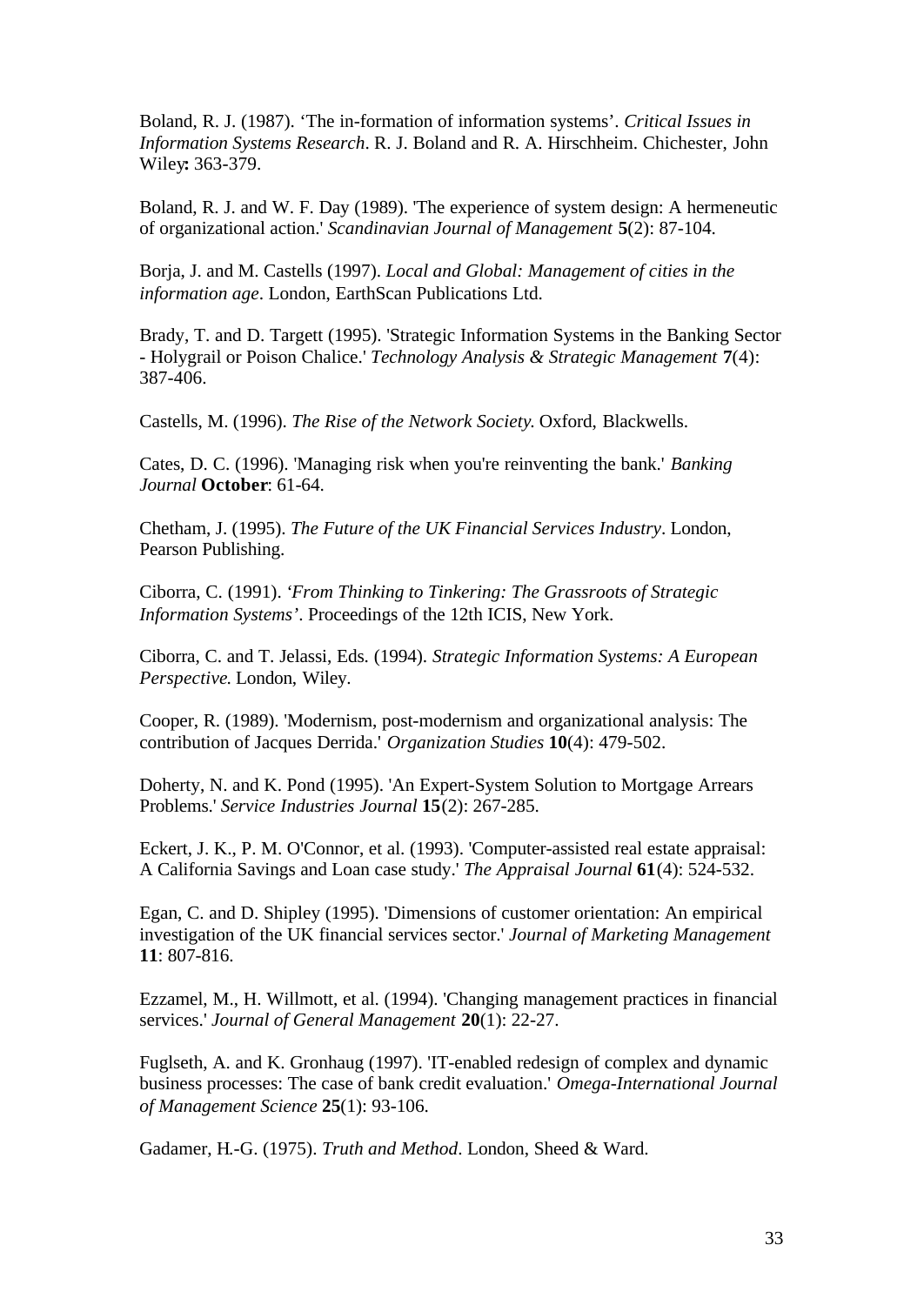Boland, R. J. (1987). ‘The in-formation of information systems’. *Critical Issues in Information Systems Research*. R. J. Boland and R. A. Hirschheim. Chichester, John Wiley**:** 363-379.

Boland, R. J. and W. F. Day (1989). 'The experience of system design: A hermeneutic of organizational action.' *Scandinavian Journal of Management* **5**(2): 87-104.

Borja, J. and M. Castells (1997). *Local and Global: Management of cities in the information age*. London, EarthScan Publications Ltd.

Brady, T. and D. Targett (1995). 'Strategic Information Systems in the Banking Sector - Holygrail or Poison Chalice.' *Technology Analysis & Strategic Management* **7**(4): 387-406.

Castells, M. (1996). *The Rise of the Network Society.* Oxford, Blackwells.

Cates, D. C. (1996). 'Managing risk when you're reinventing the bank.' *Banking Journal* **October**: 61-64.

Chetham, J. (1995). *The Future of the UK Financial Services Industry*. London, Pearson Publishing.

Ciborra, C. (1991). *‘From Thinking to Tinkering: The Grassroots of Strategic Information Systems’*. Proceedings of the 12th ICIS, New York.

Ciborra, C. and T. Jelassi, Eds. (1994). *Strategic Information Systems: A European Perspective.* London, Wiley.

Cooper, R. (1989). 'Modernism, post-modernism and organizational analysis: The contribution of Jacques Derrida.' *Organization Studies* **10**(4): 479-502.

Doherty, N. and K. Pond (1995). 'An Expert-System Solution to Mortgage Arrears Problems.' *Service Industries Journal* **15**(2): 267-285.

Eckert, J. K., P. M. O'Connor, et al. (1993). 'Computer-assisted real estate appraisal: A California Savings and Loan case study.' *The Appraisal Journal* **61**(4): 524-532.

Egan, C. and D. Shipley (1995). 'Dimensions of customer orientation: An empirical investigation of the UK financial services sector.' *Journal of Marketing Management* **11**: 807-816.

Ezzamel, M., H. Willmott, et al. (1994). 'Changing management practices in financial services.' *Journal of General Management* **20**(1): 22-27.

Fuglseth, A. and K. Gronhaug (1997). 'IT-enabled redesign of complex and dynamic business processes: The case of bank credit evaluation.' *Omega-International Journal of Management Science* **25**(1): 93-106.

Gadamer, H.-G. (1975). *Truth and Method*. London, Sheed & Ward.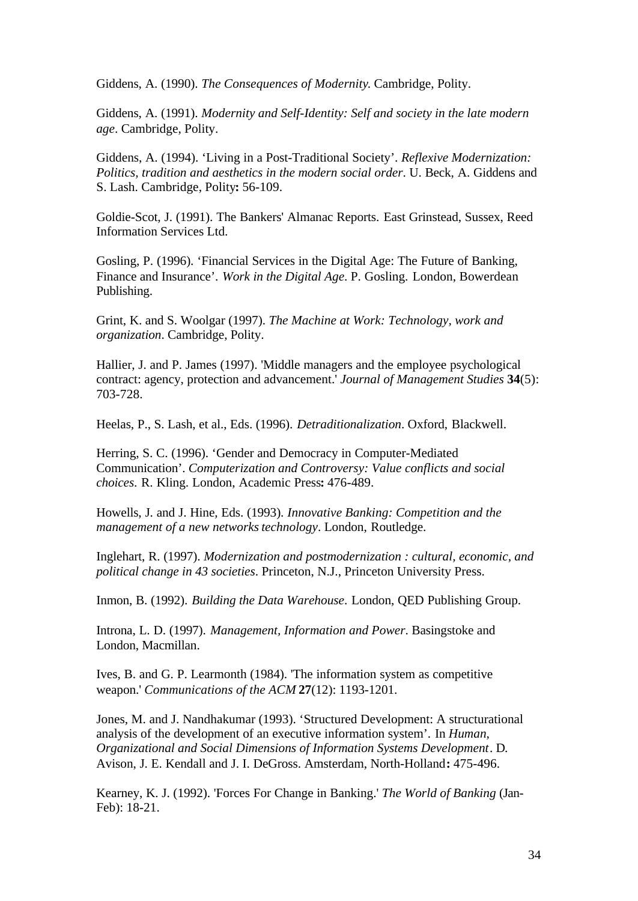Giddens, A. (1990). *The Consequences of Modernity.* Cambridge, Polity.

Giddens, A. (1991). *Modernity and Self-Identity: Self and society in the late modern age*. Cambridge, Polity.

Giddens, A. (1994). 'Living in a Post-Traditional Society'. *Reflexive Modernization: Politics, tradition and aesthetics in the modern social order*. U. Beck, A. Giddens and S. Lash. Cambridge, Polity**:** 56-109.

Goldie-Scot, J. (1991). The Bankers' Almanac Reports. East Grinstead, Sussex, Reed Information Services Ltd.

Gosling, P. (1996). 'Financial Services in the Digital Age: The Future of Banking, Finance and Insurance'. *Work in the Digital Age*. P. Gosling. London, Bowerdean Publishing.

Grint, K. and S. Woolgar (1997). *The Machine at Work: Technology, work and organization*. Cambridge, Polity.

Hallier, J. and P. James (1997). 'Middle managers and the employee psychological contract: agency, protection and advancement.' *Journal of Management Studies* **34**(5): 703-728.

Heelas, P., S. Lash, et al., Eds. (1996). *Detraditionalization*. Oxford, Blackwell.

Herring, S. C. (1996). 'Gender and Democracy in Computer-Mediated Communication'. *Computerization and Controversy: Value conflicts and social choices.* R. Kling. London, Academic Press**:** 476-489.

Howells, J. and J. Hine, Eds. (1993). *Innovative Banking: Competition and the management of a new networks technology*. London, Routledge.

Inglehart, R. (1997). *Modernization and postmodernization : cultural, economic, and political change in 43 societies*. Princeton, N.J., Princeton University Press.

Inmon, B. (1992). *Building the Data Warehouse.* London, QED Publishing Group.

Introna, L. D. (1997). *Management, Information and Power*. Basingstoke and London, Macmillan.

Ives, B. and G. P. Learmonth (1984). 'The information system as competitive weapon.' *Communications of the ACM* **27**(12): 1193-1201.

Jones, M. and J. Nandhakumar (1993). 'Structured Development: A structurational analysis of the development of an executive information system'. In *Human, Organizational and Social Dimensions of Information Systems Development*. D. Avison, J. E. Kendall and J. I. DeGross. Amsterdam, North-Holland**:** 475-496.

Kearney, K. J. (1992). 'Forces For Change in Banking.' *The World of Banking* (Jan-Feb): 18-21.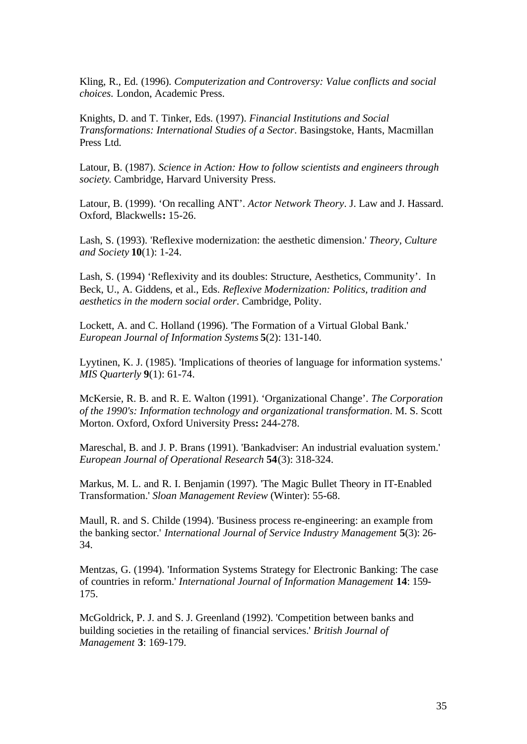Kling, R., Ed. (1996). *Computerization and Controversy: Value conflicts and social choices*. London, Academic Press.

Knights, D. and T. Tinker, Eds. (1997). *Financial Institutions and Social Transformations: International Studies of a Sector*. Basingstoke, Hants, Macmillan Press Ltd.

Latour, B. (1987). *Science in Action: How to follow scientists and engineers through society.* Cambridge, Harvard University Press.

Latour, B. (1999). 'On recalling ANT'. *Actor Network Theory*. J. Law and J. Hassard. Oxford, Blackwells**:** 15-26.

Lash, S. (1993). 'Reflexive modernization: the aesthetic dimension.' *Theory, Culture and Society* **10**(1): 1-24.

Lash, S. (1994) 'Reflexivity and its doubles: Structure, Aesthetics, Community'. In Beck, U., A. Giddens, et al., Eds. *Reflexive Modernization: Politics, tradition and aesthetics in the modern social order*. Cambridge, Polity.

Lockett, A. and C. Holland (1996). 'The Formation of a Virtual Global Bank.' *European Journal of Information Systems* **5**(2): 131-140.

Lyytinen, K. J. (1985). 'Implications of theories of language for information systems.' *MIS Quarterly* **9**(1): 61-74.

McKersie, R. B. and R. E. Walton (1991). 'Organizational Change'. *The Corporation of the 1990's: Information technology and organizational transformation*. M. S. Scott Morton. Oxford, Oxford University Press**:** 244-278.

Mareschal, B. and J. P. Brans (1991). 'Bankadviser: An industrial evaluation system.' *European Journal of Operational Research* **54**(3): 318-324.

Markus, M. L. and R. I. Benjamin (1997). 'The Magic Bullet Theory in IT-Enabled Transformation.' *Sloan Management Review* (Winter): 55-68.

Maull, R. and S. Childe (1994). 'Business process re-engineering: an example from the banking sector.' *International Journal of Service Industry Management* **5**(3): 26-34.

Mentzas, G. (1994). 'Information Systems Strategy for Electronic Banking: The case of countries in reform.' *International Journal of Information Management* **14**: 159-175.

McGoldrick, P. J. and S. J. Greenland (1992). 'Competition between banks and building societies in the retailing of financial services.' *British Journal of Management* **3**: 169-179.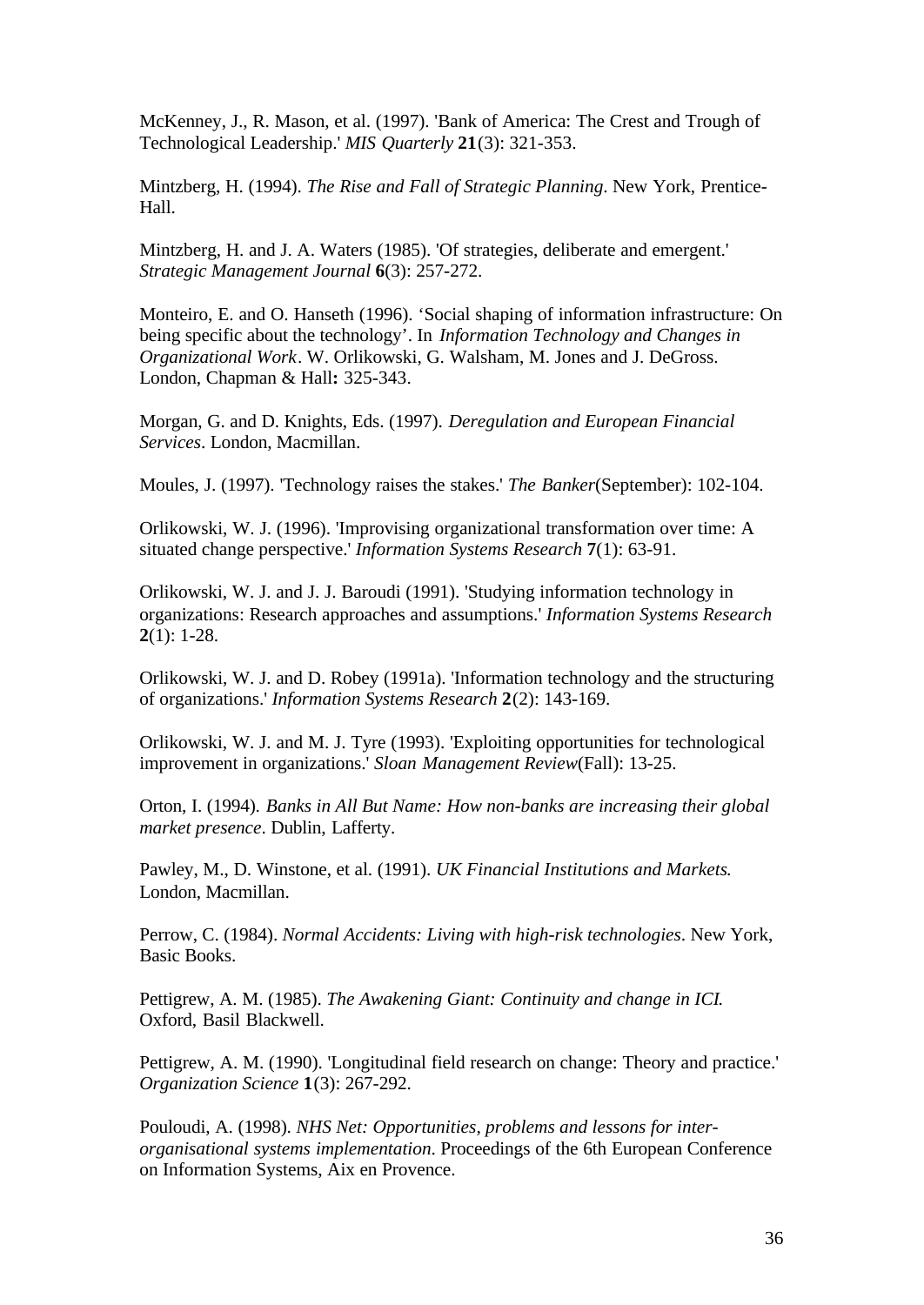McKenney, J., R. Mason, et al. (1997). 'Bank of America: The Crest and Trough of Technological Leadership.' *MIS Quarterly* **21**(3): 321-353.

Mintzberg, H. (1994). *The Rise and Fall of Strategic Planning*. New York, Prentice-Hall.

Mintzberg, H. and J. A. Waters (1985). 'Of strategies, deliberate and emergent.' *Strategic Management Journal* **6**(3): 257-272.

Monteiro, E. and O. Hanseth (1996). 'Social shaping of information infrastructure: On being specific about the technology'. In *Information Technology and Changes in Organizational Work*. W. Orlikowski, G. Walsham, M. Jones and J. DeGross. London, Chapman & Hall**:** 325-343.

Morgan, G. and D. Knights, Eds. (1997). *Deregulation and European Financial Services*. London, Macmillan.

Moules, J. (1997). 'Technology raises the stakes.' *The Banker*(September): 102-104.

Orlikowski, W. J. (1996). 'Improvising organizational transformation over time: A situated change perspective.' *Information Systems Research* **7**(1): 63-91.

Orlikowski, W. J. and J. J. Baroudi (1991). 'Studying information technology in organizations: Research approaches and assumptions.' *Information Systems Research* **2**(1): 1-28.

Orlikowski, W. J. and D. Robey (1991a). 'Information technology and the structuring of organizations.' *Information Systems Research* **2**(2): 143-169.

Orlikowski, W. J. and M. J. Tyre (1993). 'Exploiting opportunities for technological improvement in organizations.' *Sloan Management Review*(Fall): 13-25.

Orton, I. (1994). *Banks in All But Name: How non-banks are increasing their global market presence*. Dublin, Lafferty.

Pawley, M., D. Winstone, et al. (1991). *UK Financial Institutions and Markets.* London, Macmillan.

Perrow, C. (1984). *Normal Accidents: Living with high-risk technologies*. New York, Basic Books.

Pettigrew, A. M. (1985). *The Awakening Giant: Continuity and change in ICI.* Oxford, Basil Blackwell.

Pettigrew, A. M. (1990). 'Longitudinal field research on change: Theory and practice.' *Organization Science* **1**(3): 267-292.

Pouloudi, A. (1998). *NHS Net: Opportunities, problems and lessons for inter-organisational systems implementation*. Proceedings of the 6th European Conference on Information Systems, Aix en Provence.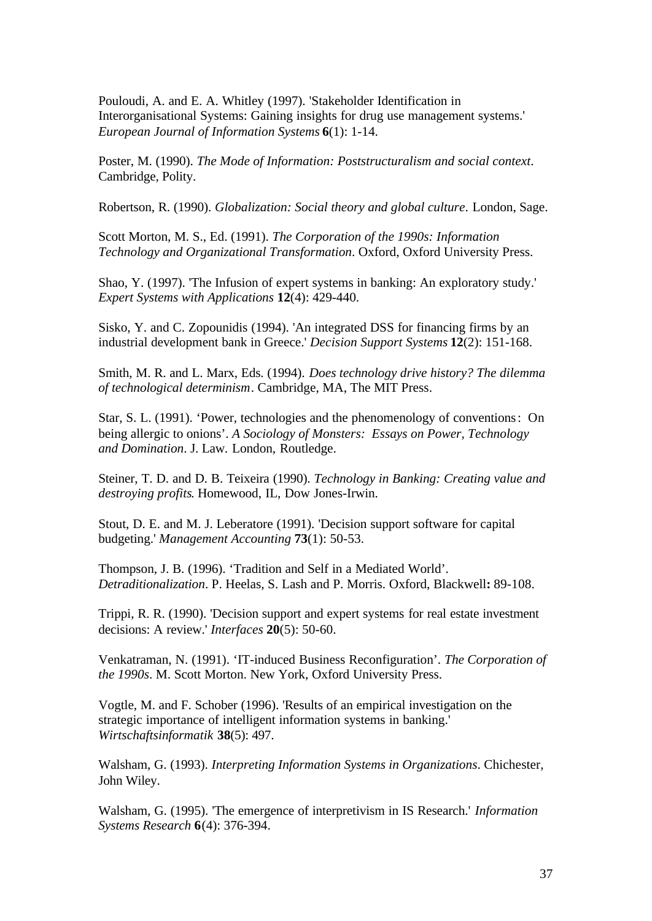Pouloudi, A. and E. A. Whitley (1997). 'Stakeholder Identification in Interorganisational Systems: Gaining insights for drug use management systems.' *European Journal of Information Systems* **6**(1): 1-14.

Poster, M. (1990). *The Mode of Information: Poststructuralism and social context*. Cambridge, Polity.

Robertson, R. (1990). *Globalization: Social theory and global culture*. London, Sage.

Scott Morton, M. S., Ed. (1991). *The Corporation of the 1990s: Information Technology and Organizational Transformation*. Oxford, Oxford University Press.

Shao, Y. (1997). 'The Infusion of expert systems in banking: An exploratory study.' *Expert Systems with Applications* **12**(4): 429-440.

Sisko, Y. and C. Zopounidis (1994). 'An integrated DSS for financing firms by an industrial development bank in Greece.' *Decision Support Systems* **12**(2): 151-168.

Smith, M. R. and L. Marx, Eds. (1994). *Does technology drive history? The dilemma of technological determinism*. Cambridge, MA, The MIT Press.

Star, S. L. (1991). 'Power, technologies and the phenomenology of conventions: On being allergic to onions'. *A Sociology of Monsters: Essays on Power, Technology and Domination*. J. Law. London, Routledge.

Steiner, T. D. and D. B. Teixeira (1990). *Technology in Banking: Creating value and destroying profits*. Homewood, IL, Dow Jones-Irwin.

Stout, D. E. and M. J. Leberatore (1991). 'Decision support software for capital budgeting.' *Management Accounting* **73**(1): 50-53.

Thompson, J. B. (1996). 'Tradition and Self in a Mediated World'. *Detraditionalization*. P. Heelas, S. Lash and P. Morris. Oxford, Blackwell**:** 89-108.

Trippi, R. R. (1990). 'Decision support and expert systems for real estate investment decisions: A review.' *Interfaces* **20**(5): 50-60.

Venkatraman, N. (1991). 'IT-induced Business Reconfiguration'. *The Corporation of the 1990s*. M. Scott Morton. New York, Oxford University Press.

Vogtle, M. and F. Schober (1996). 'Results of an empirical investigation on the strategic importance of intelligent information systems in banking.' *Wirtschaftsinformatik* **38**(5): 497.

Walsham, G. (1993). *Interpreting Information Systems in Organizations*. Chichester, John Wiley.

Walsham, G. (1995). 'The emergence of interpretivism in IS Research.' *Information Systems Research* **6**(4): 376-394.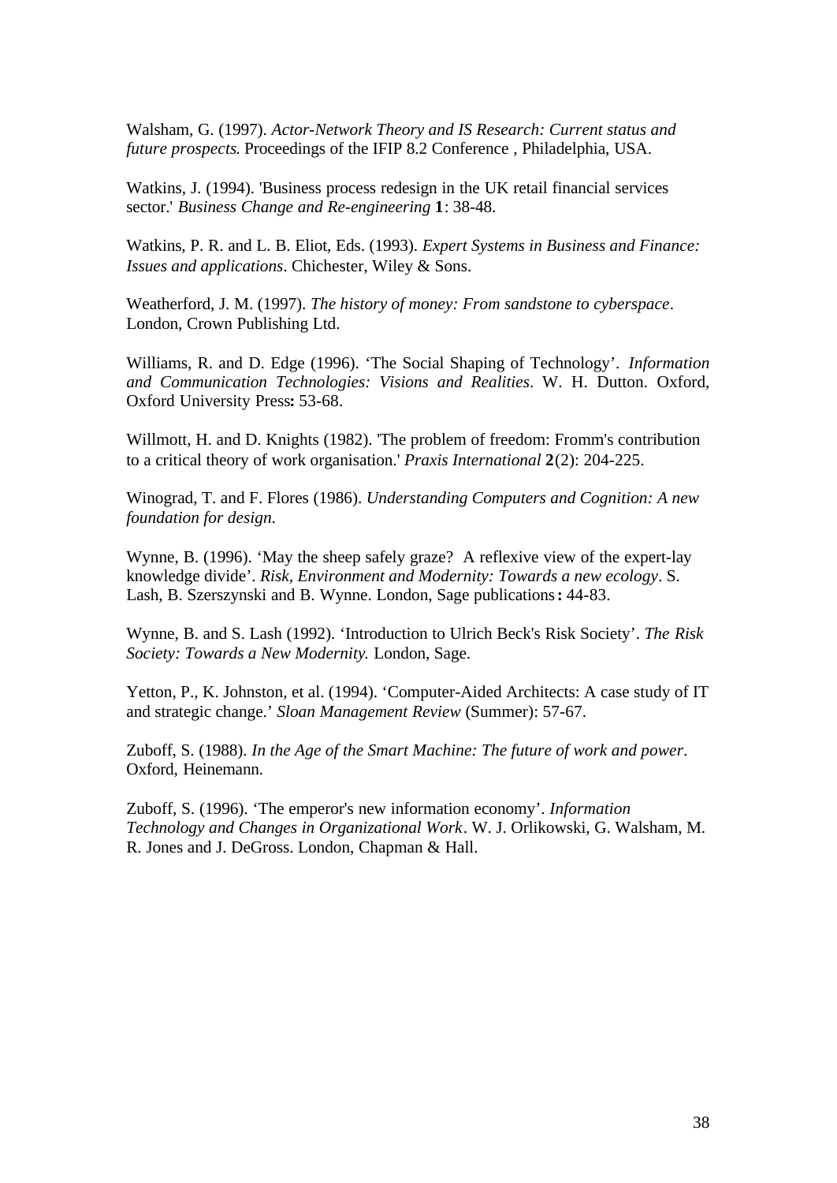Walsham, G. (1997). *Actor-Network Theory and IS Research: Current status and future prospects*. Proceedings of the IFIP 8.2 Conference , Philadelphia, USA.

Watkins, J. (1994). 'Business process redesign in the UK retail financial services sector.' *Business Change and Re-engineering* **1**: 38-48.

Watkins, P. R. and L. B. Eliot, Eds. (1993). *Expert Systems in Business and Finance: Issues and applications*. Chichester, Wiley & Sons.

Weatherford, J. M. (1997). *The history of money: From sandstone to cyberspace*. London, Crown Publishing Ltd.

Williams, R. and D. Edge (1996). 'The Social Shaping of Technology'. *Information and Communication Technologies: Visions and Realities*. W. H. Dutton. Oxford, Oxford University Press**:** 53-68.

Willmott, H. and D. Knights (1982). 'The problem of freedom: Fromm's contribution to a critical theory of work organisation.' *Praxis International* **2**(2): 204-225.

Winograd, T. and F. Flores (1986). *Understanding Computers and Cognition: A new foundation for design*.

Wynne, B. (1996). 'May the sheep safely graze? A reflexive view of the expert-lay knowledge divide'. *Risk, Environment and Modernity: Towards a new ecology*. S. Lash, B. Szerszynski and B. Wynne. London, Sage publications**:** 44-83.

Wynne, B. and S. Lash (1992). 'Introduction to Ulrich Beck's Risk Society'. *The Risk Society: Towards a New Modernity.* London, Sage.

Yetton, P., K. Johnston, et al. (1994). 'Computer-Aided Architects: A case study of IT and strategic change.' *Sloan Management Review* (Summer): 57-67.

Zuboff, S. (1988). *In the Age of the Smart Machine: The future of work and power*. Oxford, Heinemann.

Zuboff, S. (1996). 'The emperor's new information economy'. *Information Technology and Changes in Organizational Work*. W. J. Orlikowski, G. Walsham, M. R. Jones and J. DeGross. London, Chapman & Hall.